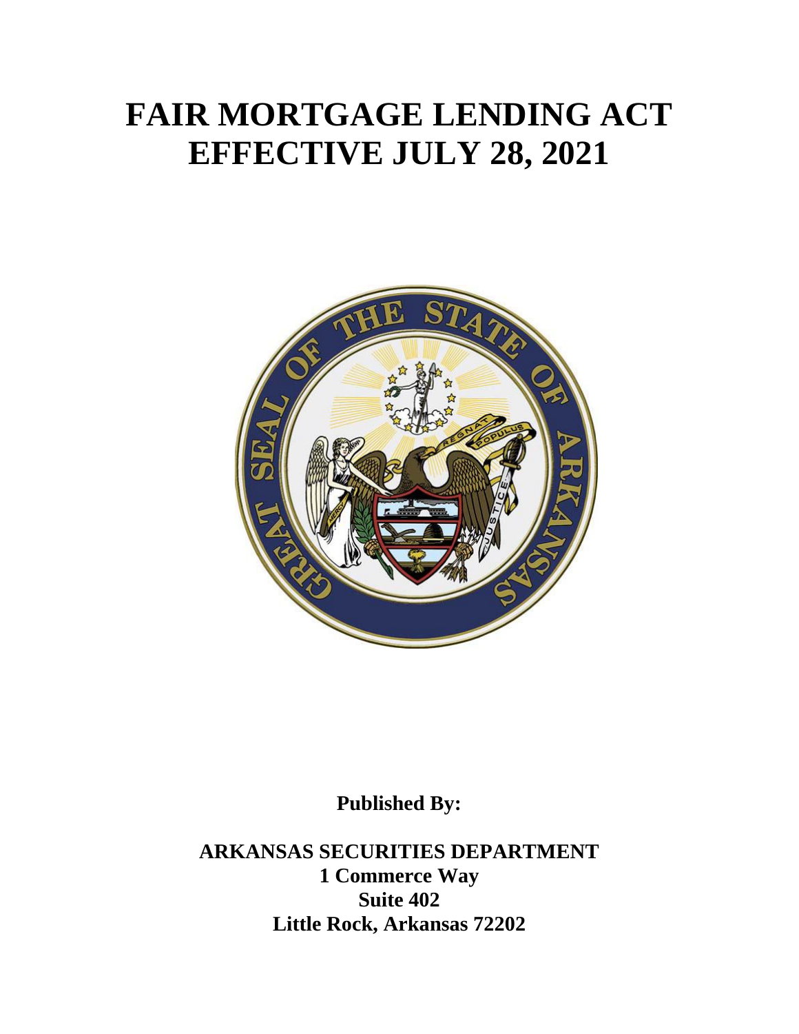# FAIR MORTGAGE LENDING ACT EFFECTIVE JULY 28, 2021

**Published By:**

**ARKANSAS SECURITIES DEPARTMENT**
**1 Commerce Way**
**Suite 402**
**Little Rock, Arkansas 72202**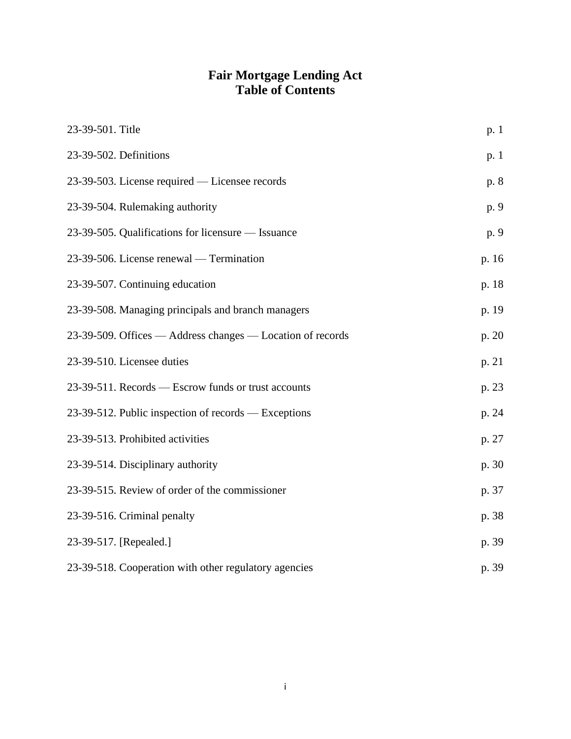# Fair Mortgage Lending Act
# Table of Contents

| Section | Page |
| --- | --- |
| 23-39-501. Title | p. 1 |
| 23-39-502. Definitions | p. 1 |
| 23-39-503. License required — Licensee records | p. 8 |
| 23-39-504. Rulemaking authority | p. 9 |
| 23-39-505. Qualifications for licensure — Issuance | p. 9 |
| 23-39-506. License renewal — Termination | p. 16 |
| 23-39-507. Continuing education | p. 18 |
| 23-39-508. Managing principals and branch managers | p. 19 |
| 23-39-509. Offices — Address changes — Location of records | p. 20 |
| 23-39-510. Licensee duties | p. 21 |
| 23-39-511. Records — Escrow funds or trust accounts | p. 23 |
| 23-39-512. Public inspection of records — Exceptions | p. 24 |
| 23-39-513. Prohibited activities | p. 27 |
| 23-39-514. Disciplinary authority | p. 30 |
| 23-39-515. Review of order of the commissioner | p. 37 |
| 23-39-516. Criminal penalty | p. 38 |
| 23-39-517. [Repealed.] | p. 39 |
| 23-39-518. Cooperation with other regulatory agencies | p. 39 |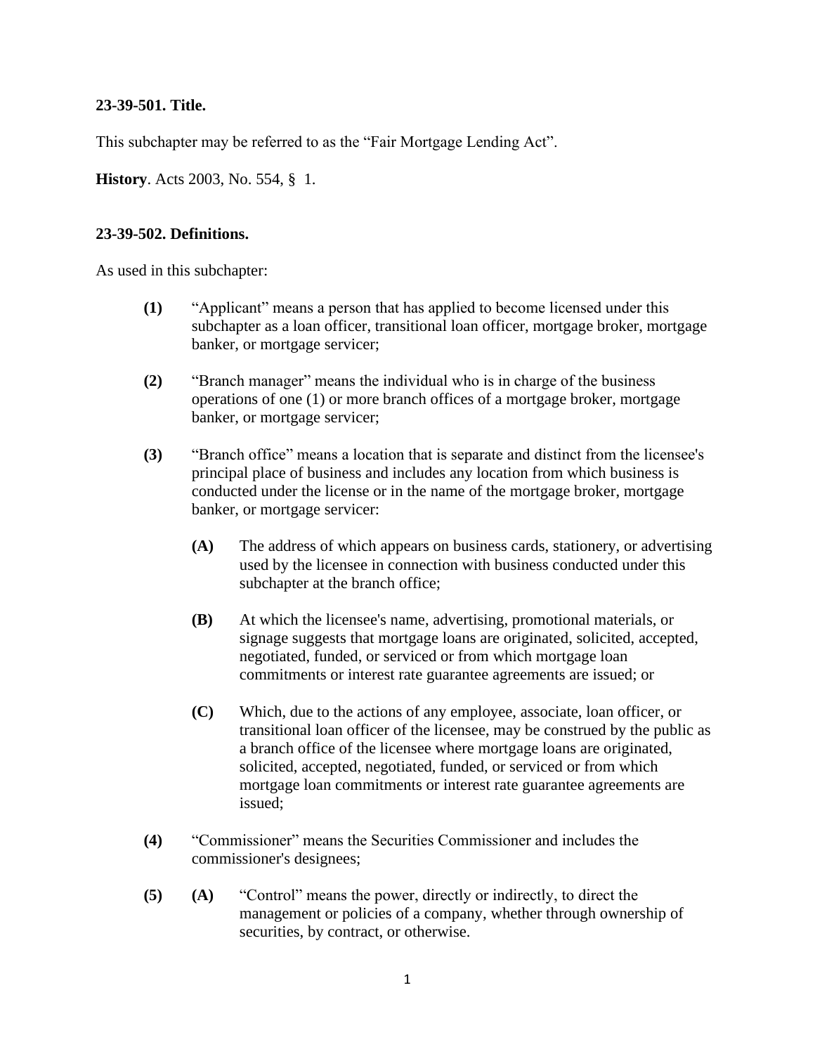**23-39-501. Title.**

This subchapter may be referred to as the "Fair Mortgage Lending Act".

**History**. Acts 2003, No. 554, § 1.

**23-39-502. Definitions.**

As used in this subchapter:

**(1)** "Applicant" means a person that has applied to become licensed under this subchapter as a loan officer, transitional loan officer, mortgage broker, mortgage banker, or mortgage servicer;

**(2)** "Branch manager" means the individual who is in charge of the business operations of one (1) or more branch offices of a mortgage broker, mortgage banker, or mortgage servicer;

**(3)** "Branch office" means a location that is separate and distinct from the licensee's principal place of business and includes any location from which business is conducted under the license or in the name of the mortgage broker, mortgage banker, or mortgage servicer:

- **(A)** The address of which appears on business cards, stationery, or advertising used by the licensee in connection with business conducted under this subchapter at the branch office;

- **(B)** At which the licensee's name, advertising, promotional materials, or signage suggests that mortgage loans are originated, solicited, accepted, negotiated, funded, or serviced or from which mortgage loan commitments or interest rate guarantee agreements are issued; or

- **(C)** Which, due to the actions of any employee, associate, loan officer, or transitional loan officer of the licensee, may be construed by the public as a branch office of the licensee where mortgage loans are originated, solicited, accepted, negotiated, funded, or serviced or from which mortgage loan commitments or interest rate guarantee agreements are issued;

**(4)** "Commissioner" means the Securities Commissioner and includes the commissioner's designees;

**(5)** **(A)** "Control" means the power, directly or indirectly, to direct the management or policies of a company, whether through ownership of securities, by contract, or otherwise.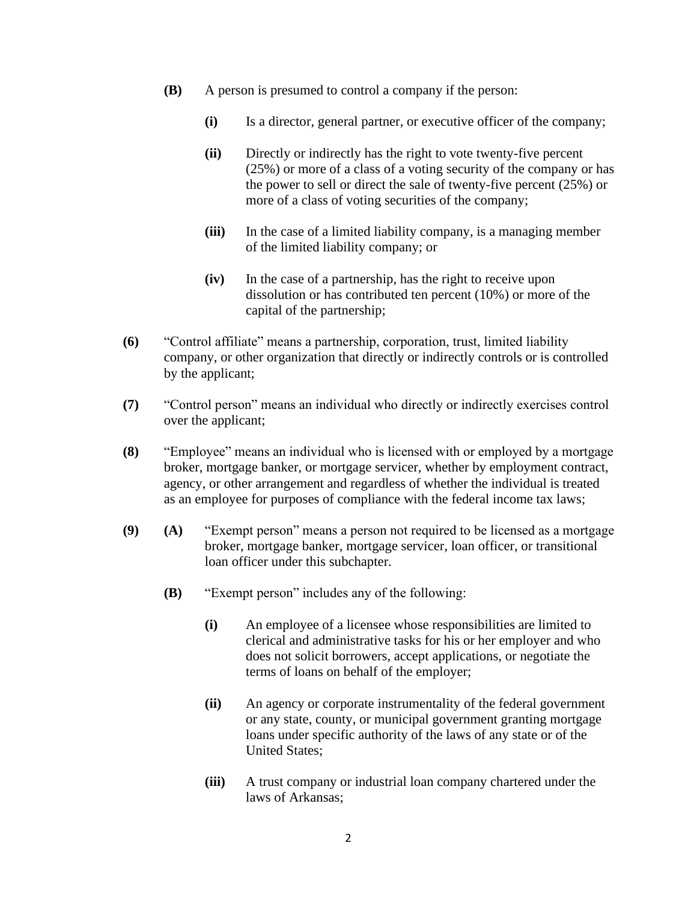**(B)** A person is presumed to control a company if the person:

**(i)** Is a director, general partner, or executive officer of the company;

**(ii)** Directly or indirectly has the right to vote twenty-five percent (25%) or more of a class of a voting security of the company or has the power to sell or direct the sale of twenty-five percent (25%) or more of a class of voting securities of the company;

**(iii)** In the case of a limited liability company, is a managing member of the limited liability company; or

**(iv)** In the case of a partnership, has the right to receive upon dissolution or has contributed ten percent (10%) or more of the capital of the partnership;

**(6)** "Control affiliate" means a partnership, corporation, trust, limited liability company, or other organization that directly or indirectly controls or is controlled by the applicant;

**(7)** "Control person" means an individual who directly or indirectly exercises control over the applicant;

**(8)** "Employee" means an individual who is licensed with or employed by a mortgage broker, mortgage banker, or mortgage servicer, whether by employment contract, agency, or other arrangement and regardless of whether the individual is treated as an employee for purposes of compliance with the federal income tax laws;

**(9)** **(A)** "Exempt person" means a person not required to be licensed as a mortgage broker, mortgage banker, mortgage servicer, loan officer, or transitional loan officer under this subchapter.

**(B)** "Exempt person" includes any of the following:

**(i)** An employee of a licensee whose responsibilities are limited to clerical and administrative tasks for his or her employer and who does not solicit borrowers, accept applications, or negotiate the terms of loans on behalf of the employer;

**(ii)** An agency or corporate instrumentality of the federal government or any state, county, or municipal government granting mortgage loans under specific authority of the laws of any state or of the United States;

**(iii)** A trust company or industrial loan company chartered under the laws of Arkansas;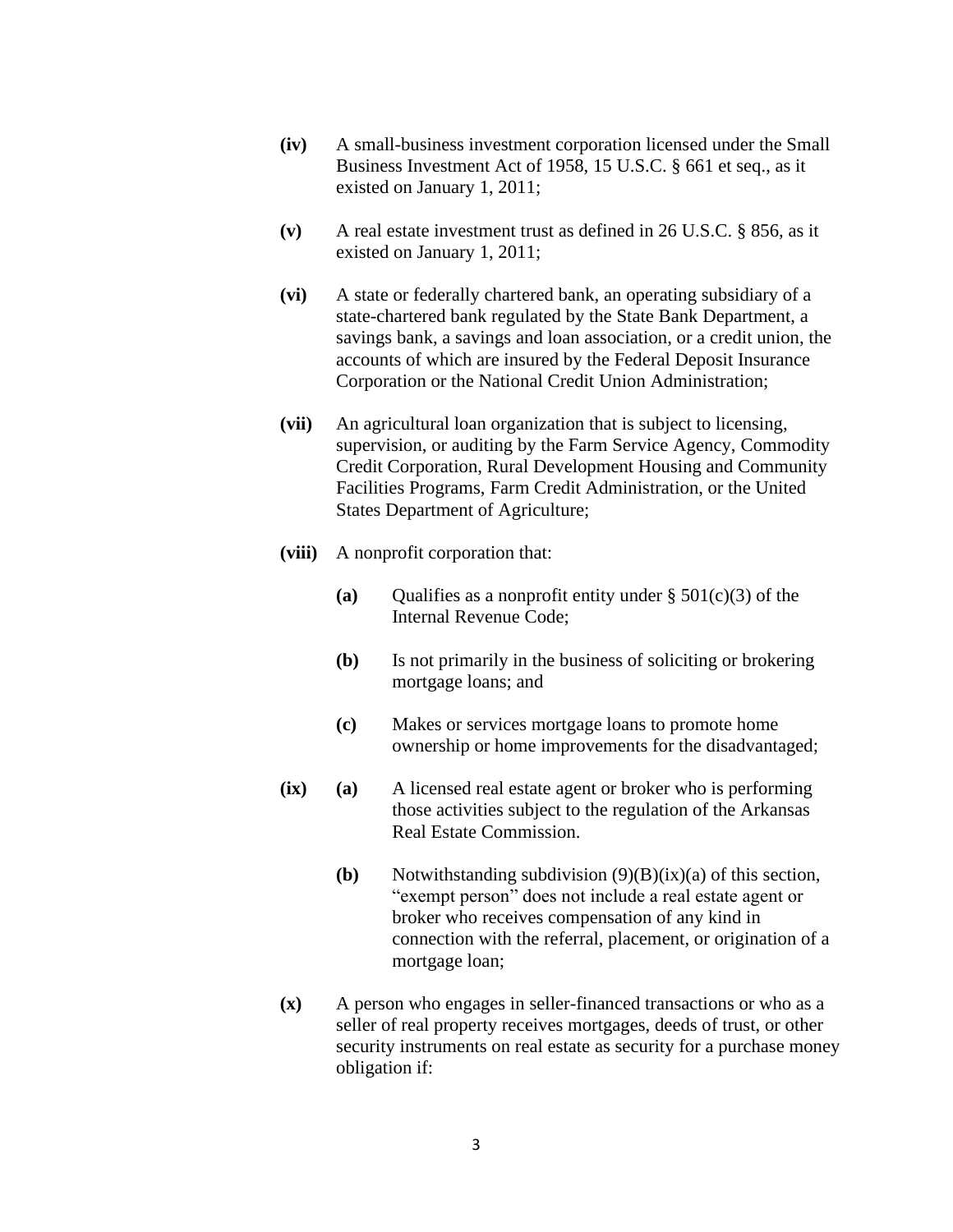**(iv)** A small-business investment corporation licensed under the Small Business Investment Act of 1958, 15 U.S.C. § 661 et seq., as it existed on January 1, 2011;

**(v)** A real estate investment trust as defined in 26 U.S.C. § 856, as it existed on January 1, 2011;

**(vi)** A state or federally chartered bank, an operating subsidiary of a state-chartered bank regulated by the State Bank Department, a savings bank, a savings and loan association, or a credit union, the accounts of which are insured by the Federal Deposit Insurance Corporation or the National Credit Union Administration;

**(vii)** An agricultural loan organization that is subject to licensing, supervision, or auditing by the Farm Service Agency, Commodity Credit Corporation, Rural Development Housing and Community Facilities Programs, Farm Credit Administration, or the United States Department of Agriculture;

**(viii)** A nonprofit corporation that:

> **(a)** Qualifies as a nonprofit entity under § 501(c)(3) of the Internal Revenue Code;
>
> **(b)** Is not primarily in the business of soliciting or brokering mortgage loans; and
>
> **(c)** Makes or services mortgage loans to promote home ownership or home improvements for the disadvantaged;

**(ix)** **(a)** A licensed real estate agent or broker who is performing those activities subject to the regulation of the Arkansas Real Estate Commission.

> **(b)** Notwithstanding subdivision (9)(B)(ix)(a) of this section, "exempt person" does not include a real estate agent or broker who receives compensation of any kind in connection with the referral, placement, or origination of a mortgage loan;

**(x)** A person who engages in seller-financed transactions or who as a seller of real property receives mortgages, deeds of trust, or other security instruments on real estate as security for a purchase money obligation if: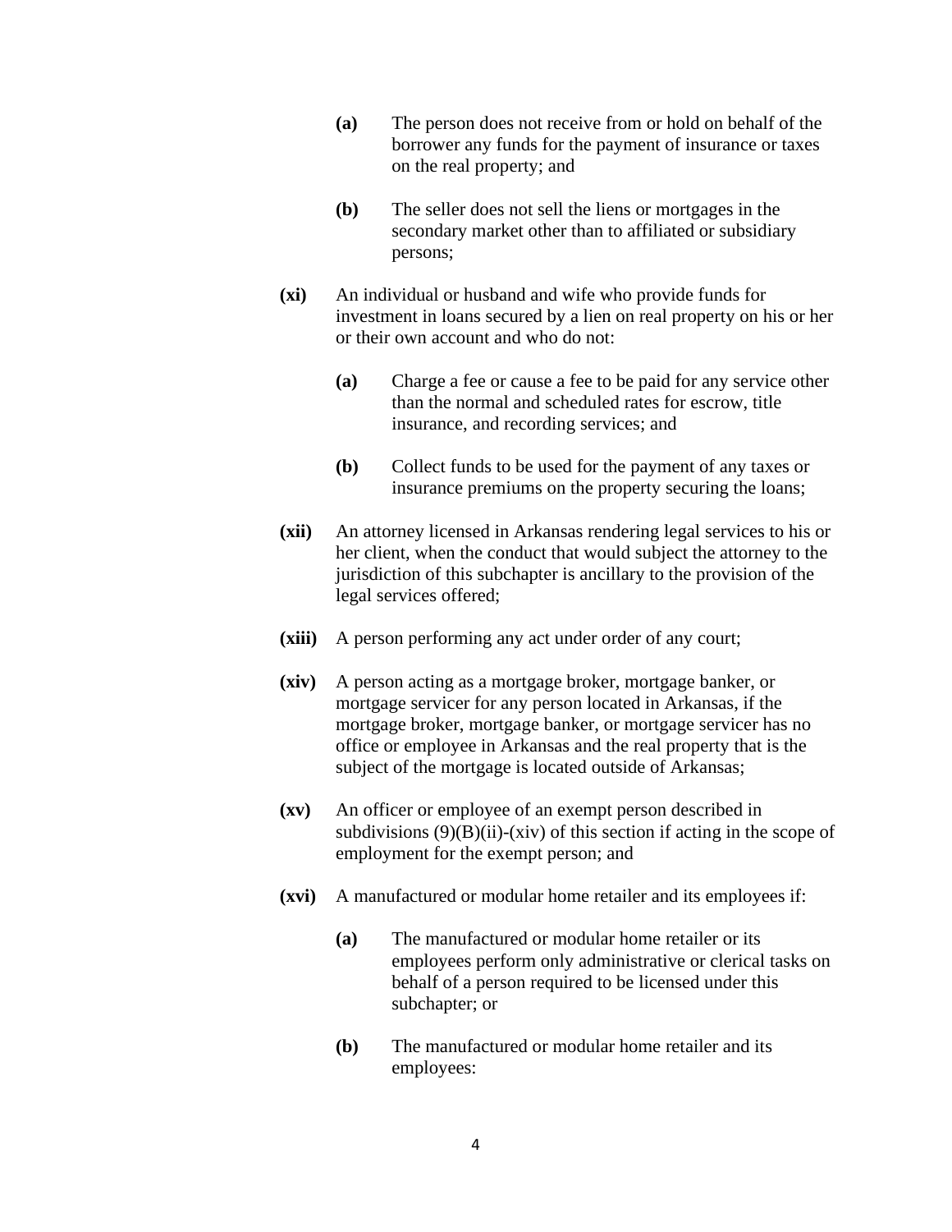**(a)** The person does not receive from or hold on behalf of the borrower any funds for the payment of insurance or taxes on the real property; and

**(b)** The seller does not sell the liens or mortgages in the secondary market other than to affiliated or subsidiary persons;

**(xi)** An individual or husband and wife who provide funds for investment in loans secured by a lien on real property on his or her or their own account and who do not:

**(a)** Charge a fee or cause a fee to be paid for any service other than the normal and scheduled rates for escrow, title insurance, and recording services; and

**(b)** Collect funds to be used for the payment of any taxes or insurance premiums on the property securing the loans;

**(xii)** An attorney licensed in Arkansas rendering legal services to his or her client, when the conduct that would subject the attorney to the jurisdiction of this subchapter is ancillary to the provision of the legal services offered;

**(xiii)** A person performing any act under order of any court;

**(xiv)** A person acting as a mortgage broker, mortgage banker, or mortgage servicer for any person located in Arkansas, if the mortgage broker, mortgage banker, or mortgage servicer has no office or employee in Arkansas and the real property that is the subject of the mortgage is located outside of Arkansas;

**(xv)** An officer or employee of an exempt person described in subdivisions (9)(B)(ii)-(xiv) of this section if acting in the scope of employment for the exempt person; and

**(xvi)** A manufactured or modular home retailer and its employees if:

**(a)** The manufactured or modular home retailer or its employees perform only administrative or clerical tasks on behalf of a person required to be licensed under this subchapter; or

**(b)** The manufactured or modular home retailer and its employees: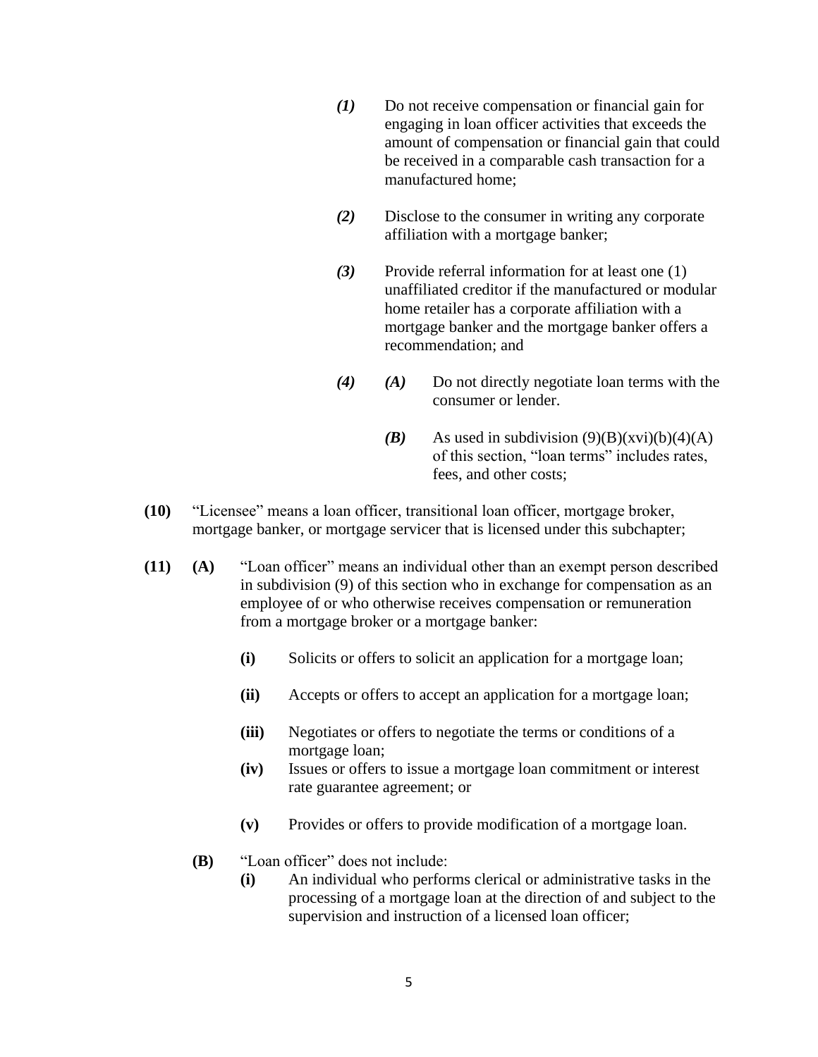*(1)* Do not receive compensation or financial gain for engaging in loan officer activities that exceeds the amount of compensation or financial gain that could be received in a comparable cash transaction for a manufactured home;

*(2)* Disclose to the consumer in writing any corporate affiliation with a mortgage banker;

*(3)* Provide referral information for at least one (1) unaffiliated creditor if the manufactured or modular home retailer has a corporate affiliation with a mortgage banker and the mortgage banker offers a recommendation; and

*(4)* *(A)* Do not directly negotiate loan terms with the consumer or lender.

*(B)* As used in subdivision (9)(B)(xvi)(b)(4)(A) of this section, "loan terms" includes rates, fees, and other costs;

**(10)** "Licensee" means a loan officer, transitional loan officer, mortgage broker, mortgage banker, or mortgage servicer that is licensed under this subchapter;

**(11)** **(A)** "Loan officer" means an individual other than an exempt person described in subdivision (9) of this section who in exchange for compensation as an employee of or who otherwise receives compensation or remuneration from a mortgage broker or a mortgage banker:

**(i)** Solicits or offers to solicit an application for a mortgage loan;

**(ii)** Accepts or offers to accept an application for a mortgage loan;

**(iii)** Negotiates or offers to negotiate the terms or conditions of a mortgage loan;

**(iv)** Issues or offers to issue a mortgage loan commitment or interest rate guarantee agreement; or

**(v)** Provides or offers to provide modification of a mortgage loan.

**(B)** "Loan officer" does not include:

**(i)** An individual who performs clerical or administrative tasks in the processing of a mortgage loan at the direction of and subject to the supervision and instruction of a licensed loan officer;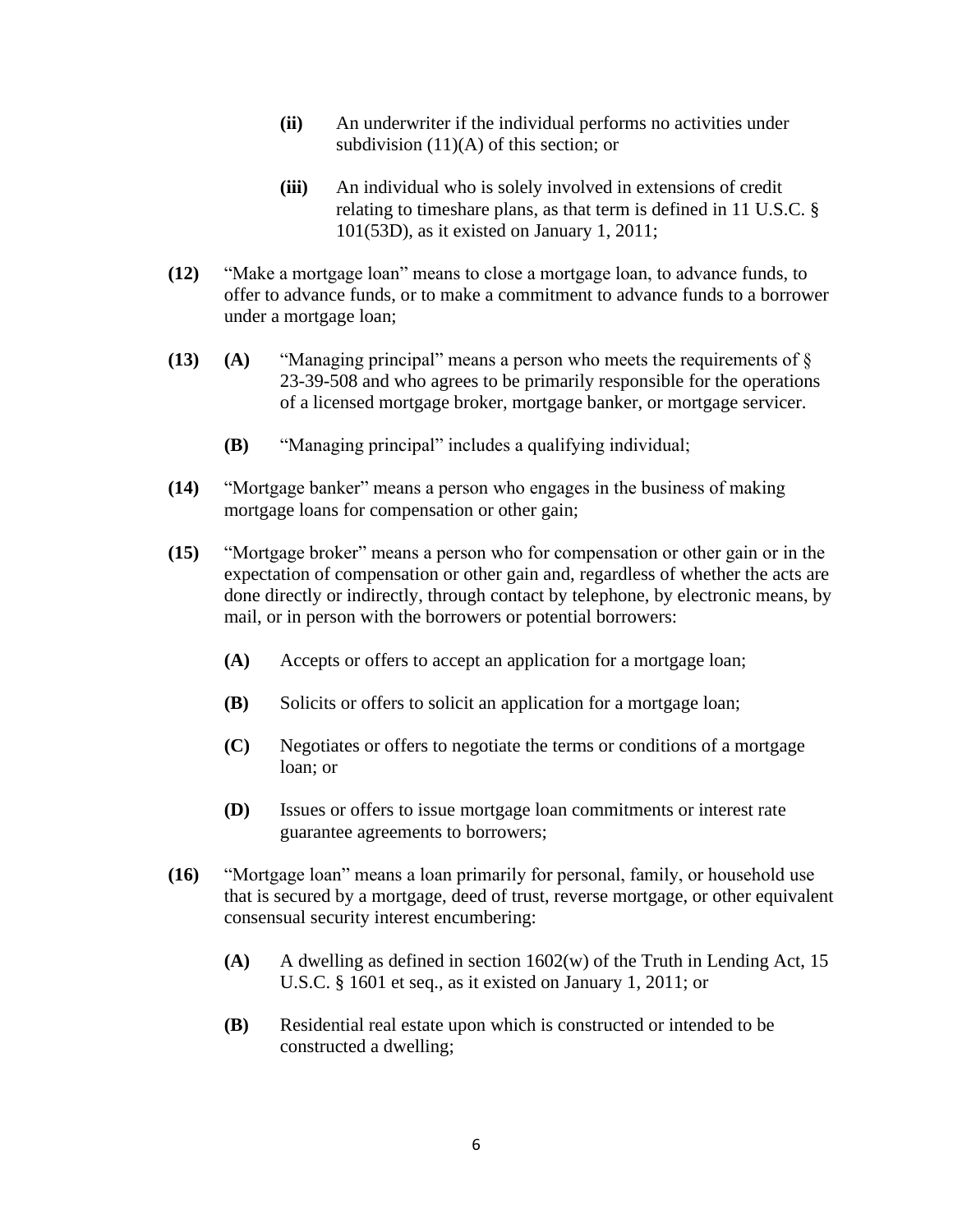- **(ii)** An underwriter if the individual performs no activities under subdivision (11)(A) of this section; or

- **(iii)** An individual who is solely involved in extensions of credit relating to timeshare plans, as that term is defined in 11 U.S.C. § 101(53D), as it existed on January 1, 2011;

**(12)** "Make a mortgage loan" means to close a mortgage loan, to advance funds, to offer to advance funds, or to make a commitment to advance funds to a borrower under a mortgage loan;

**(13)** **(A)** "Managing principal" means a person who meets the requirements of § 23-39-508 and who agrees to be primarily responsible for the operations of a licensed mortgage broker, mortgage banker, or mortgage servicer.

- **(B)** "Managing principal" includes a qualifying individual;

**(14)** "Mortgage banker" means a person who engages in the business of making mortgage loans for compensation or other gain;

**(15)** "Mortgage broker" means a person who for compensation or other gain or in the expectation of compensation or other gain and, regardless of whether the acts are done directly or indirectly, through contact by telephone, by electronic means, by mail, or in person with the borrowers or potential borrowers:

- **(A)** Accepts or offers to accept an application for a mortgage loan;

- **(B)** Solicits or offers to solicit an application for a mortgage loan;

- **(C)** Negotiates or offers to negotiate the terms or conditions of a mortgage loan; or

- **(D)** Issues or offers to issue mortgage loan commitments or interest rate guarantee agreements to borrowers;

**(16)** "Mortgage loan" means a loan primarily for personal, family, or household use that is secured by a mortgage, deed of trust, reverse mortgage, or other equivalent consensual security interest encumbering:

- **(A)** A dwelling as defined in section 1602(w) of the Truth in Lending Act, 15 U.S.C. § 1601 et seq., as it existed on January 1, 2011; or

- **(B)** Residential real estate upon which is constructed or intended to be constructed a dwelling;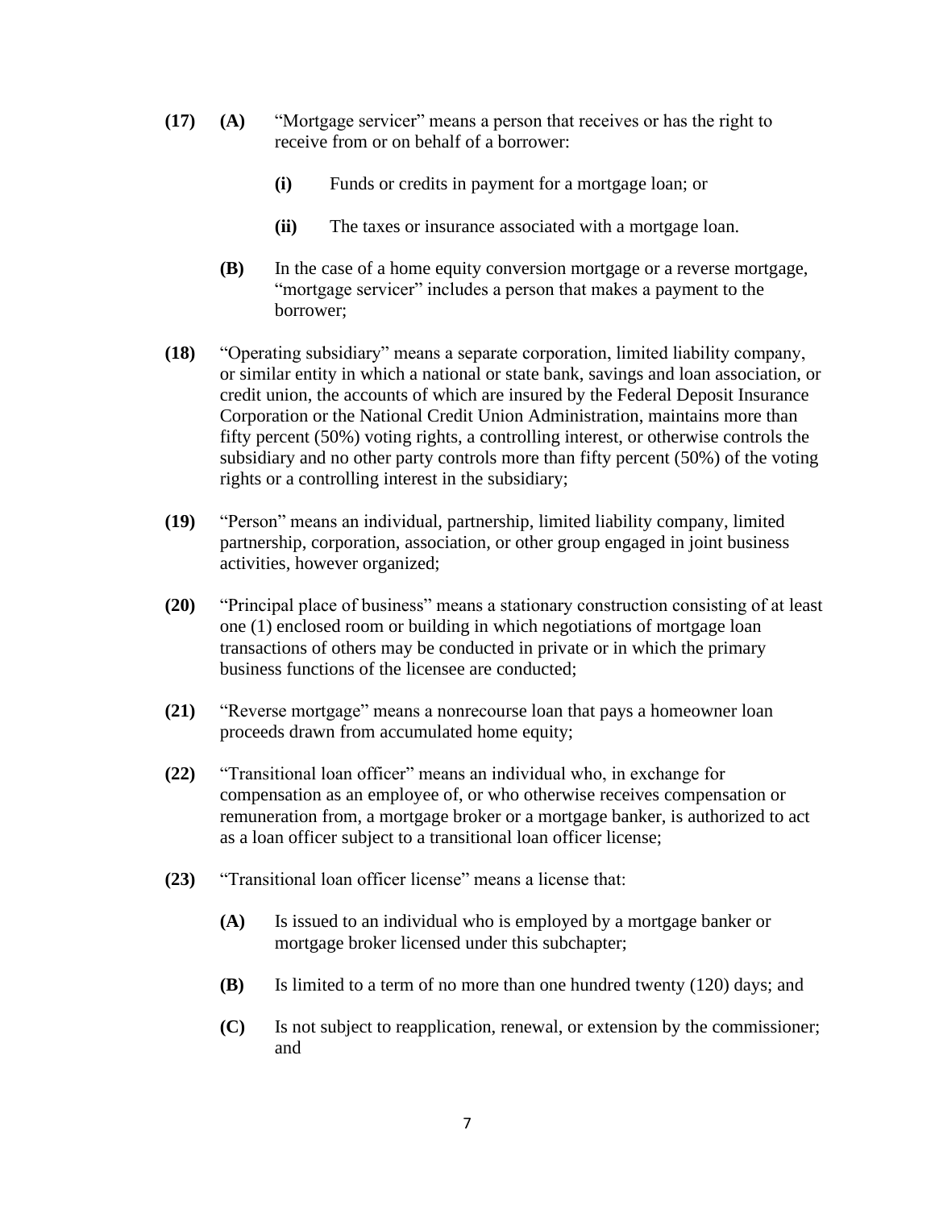**(17)** **(A)** "Mortgage servicer" means a person that receives or has the right to receive from or on behalf of a borrower:

**(i)** Funds or credits in payment for a mortgage loan; or

**(ii)** The taxes or insurance associated with a mortgage loan.

**(B)** In the case of a home equity conversion mortgage or a reverse mortgage, "mortgage servicer" includes a person that makes a payment to the borrower;

**(18)** "Operating subsidiary" means a separate corporation, limited liability company, or similar entity in which a national or state bank, savings and loan association, or credit union, the accounts of which are insured by the Federal Deposit Insurance Corporation or the National Credit Union Administration, maintains more than fifty percent (50%) voting rights, a controlling interest, or otherwise controls the subsidiary and no other party controls more than fifty percent (50%) of the voting rights or a controlling interest in the subsidiary;

**(19)** "Person" means an individual, partnership, limited liability company, limited partnership, corporation, association, or other group engaged in joint business activities, however organized;

**(20)** "Principal place of business" means a stationary construction consisting of at least one (1) enclosed room or building in which negotiations of mortgage loan transactions of others may be conducted in private or in which the primary business functions of the licensee are conducted;

**(21)** "Reverse mortgage" means a nonrecourse loan that pays a homeowner loan proceeds drawn from accumulated home equity;

**(22)** "Transitional loan officer" means an individual who, in exchange for compensation as an employee of, or who otherwise receives compensation or remuneration from, a mortgage broker or a mortgage banker, is authorized to act as a loan officer subject to a transitional loan officer license;

**(23)** "Transitional loan officer license" means a license that:

**(A)** Is issued to an individual who is employed by a mortgage banker or mortgage broker licensed under this subchapter;

**(B)** Is limited to a term of no more than one hundred twenty (120) days; and

**(C)** Is not subject to reapplication, renewal, or extension by the commissioner; and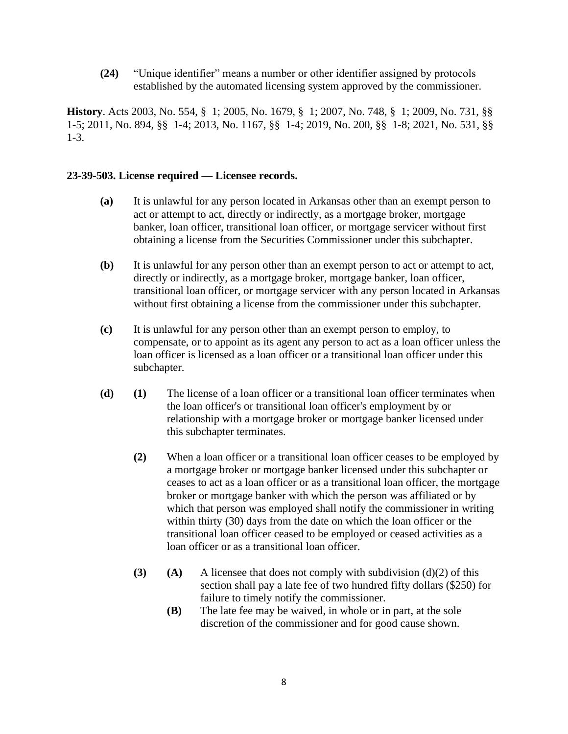**(24)** "Unique identifier" means a number or other identifier assigned by protocols established by the automated licensing system approved by the commissioner.

**History**. Acts 2003, No. 554, § 1; 2005, No. 1679, § 1; 2007, No. 748, § 1; 2009, No. 731, §§ 1-5; 2011, No. 894, §§ 1-4; 2013, No. 1167, §§ 1-4; 2019, No. 200, §§ 1-8; 2021, No. 531, §§ 1-3.

**23-39-503. License required — Licensee records.**

**(a)** It is unlawful for any person located in Arkansas other than an exempt person to act or attempt to act, directly or indirectly, as a mortgage broker, mortgage banker, loan officer, transitional loan officer, or mortgage servicer without first obtaining a license from the Securities Commissioner under this subchapter.

**(b)** It is unlawful for any person other than an exempt person to act or attempt to act, directly or indirectly, as a mortgage broker, mortgage banker, loan officer, transitional loan officer, or mortgage servicer with any person located in Arkansas without first obtaining a license from the commissioner under this subchapter.

**(c)** It is unlawful for any person other than an exempt person to employ, to compensate, or to appoint as its agent any person to act as a loan officer unless the loan officer is licensed as a loan officer or a transitional loan officer under this subchapter.

**(d)** **(1)** The license of a loan officer or a transitional loan officer terminates when the loan officer's or transitional loan officer's employment by or relationship with a mortgage broker or mortgage banker licensed under this subchapter terminates.

**(2)** When a loan officer or a transitional loan officer ceases to be employed by a mortgage broker or mortgage banker licensed under this subchapter or ceases to act as a loan officer or as a transitional loan officer, the mortgage broker or mortgage banker with which the person was affiliated or by which that person was employed shall notify the commissioner in writing within thirty (30) days from the date on which the loan officer or the transitional loan officer ceased to be employed or ceased activities as a loan officer or as a transitional loan officer.

**(3)** **(A)** A licensee that does not comply with subdivision (d)(2) of this section shall pay a late fee of two hundred fifty dollars ($250) for failure to timely notify the commissioner.

**(B)** The late fee may be waived, in whole or in part, at the sole discretion of the commissioner and for good cause shown.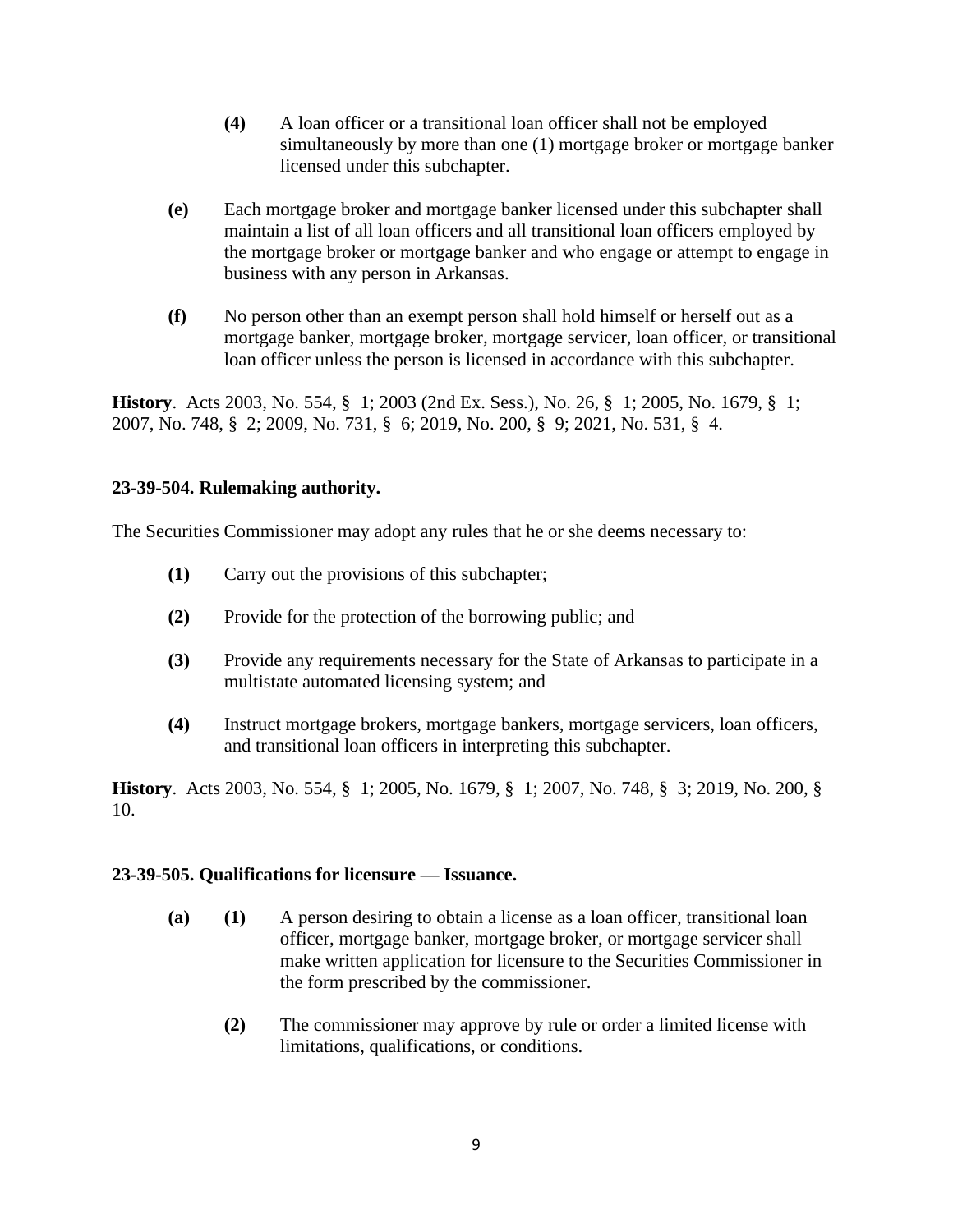**(4)** A loan officer or a transitional loan officer shall not be employed simultaneously by more than one (1) mortgage broker or mortgage banker licensed under this subchapter.

**(e)** Each mortgage broker and mortgage banker licensed under this subchapter shall maintain a list of all loan officers and all transitional loan officers employed by the mortgage broker or mortgage banker and who engage or attempt to engage in business with any person in Arkansas.

**(f)** No person other than an exempt person shall hold himself or herself out as a mortgage banker, mortgage broker, mortgage servicer, loan officer, or transitional loan officer unless the person is licensed in accordance with this subchapter.

**History**. Acts 2003, No. 554, § 1; 2003 (2nd Ex. Sess.), No. 26, § 1; 2005, No. 1679, § 1; 2007, No. 748, § 2; 2009, No. 731, § 6; 2019, No. 200, § 9; 2021, No. 531, § 4.

**23-39-504. Rulemaking authority.**

The Securities Commissioner may adopt any rules that he or she deems necessary to:

**(1)** Carry out the provisions of this subchapter;

**(2)** Provide for the protection of the borrowing public; and

**(3)** Provide any requirements necessary for the State of Arkansas to participate in a multistate automated licensing system; and

**(4)** Instruct mortgage brokers, mortgage bankers, mortgage servicers, loan officers, and transitional loan officers in interpreting this subchapter.

**History**. Acts 2003, No. 554, § 1; 2005, No. 1679, § 1; 2007, No. 748, § 3; 2019, No. 200, § 10.

**23-39-505. Qualifications for licensure — Issuance.**

**(a)** **(1)** A person desiring to obtain a license as a loan officer, transitional loan officer, mortgage banker, mortgage broker, or mortgage servicer shall make written application for licensure to the Securities Commissioner in the form prescribed by the commissioner.

**(2)** The commissioner may approve by rule or order a limited license with limitations, qualifications, or conditions.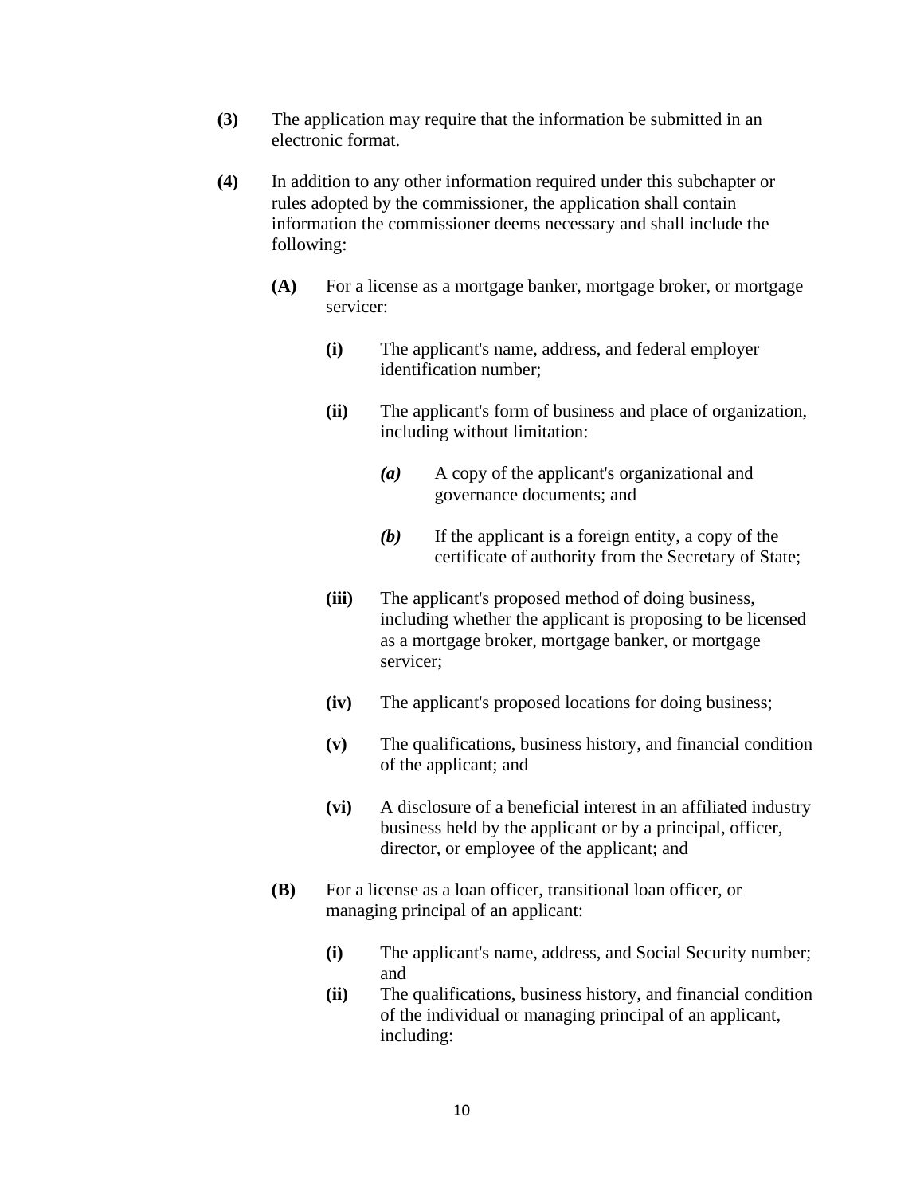**(3)** The application may require that the information be submitted in an electronic format.

**(4)** In addition to any other information required under this subchapter or rules adopted by the commissioner, the application shall contain information the commissioner deems necessary and shall include the following:

> **(A)** For a license as a mortgage banker, mortgage broker, or mortgage servicer:
>
> > **(i)** The applicant's name, address, and federal employer identification number;
> >
> > **(ii)** The applicant's form of business and place of organization, including without limitation:
> >
> > > ***(a)*** A copy of the applicant's organizational and governance documents; and
> > >
> > > ***(b)*** If the applicant is a foreign entity, a copy of the certificate of authority from the Secretary of State;
> >
> > **(iii)** The applicant's proposed method of doing business, including whether the applicant is proposing to be licensed as a mortgage broker, mortgage banker, or mortgage servicer;
> >
> > **(iv)** The applicant's proposed locations for doing business;
> >
> > **(v)** The qualifications, business history, and financial condition of the applicant; and
> >
> > **(vi)** A disclosure of a beneficial interest in an affiliated industry business held by the applicant or by a principal, officer, director, or employee of the applicant; and
>
> **(B)** For a license as a loan officer, transitional loan officer, or managing principal of an applicant:
>
> > **(i)** The applicant's name, address, and Social Security number; and
> >
> > **(ii)** The qualifications, business history, and financial condition of the individual or managing principal of an applicant, including: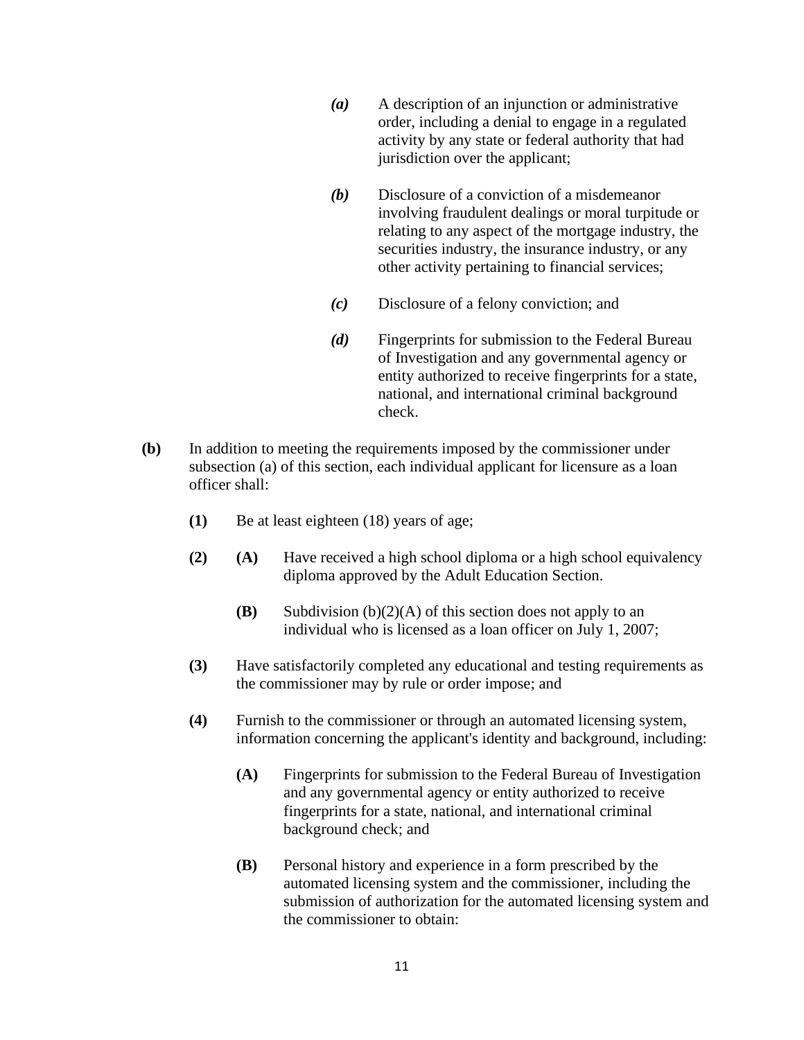*(a)* A description of an injunction or administrative order, including a denial to engage in a regulated activity by any state or federal authority that had jurisdiction over the applicant;

*(b)* Disclosure of a conviction of a misdemeanor involving fraudulent dealings or moral turpitude or relating to any aspect of the mortgage industry, the securities industry, the insurance industry, or any other activity pertaining to financial services;

*(c)* Disclosure of a felony conviction; and

*(d)* Fingerprints for submission to the Federal Bureau of Investigation and any governmental agency or entity authorized to receive fingerprints for a state, national, and international criminal background check.

**(b)** In addition to meeting the requirements imposed by the commissioner under subsection (a) of this section, each individual applicant for licensure as a loan officer shall:

**(1)** Be at least eighteen (18) years of age;

**(2)** **(A)** Have received a high school diploma or a high school equivalency diploma approved by the Adult Education Section.

**(B)** Subdivision (b)(2)(A) of this section does not apply to an individual who is licensed as a loan officer on July 1, 2007;

**(3)** Have satisfactorily completed any educational and testing requirements as the commissioner may by rule or order impose; and

**(4)** Furnish to the commissioner or through an automated licensing system, information concerning the applicant's identity and background, including:

**(A)** Fingerprints for submission to the Federal Bureau of Investigation and any governmental agency or entity authorized to receive fingerprints for a state, national, and international criminal background check; and

**(B)** Personal history and experience in a form prescribed by the automated licensing system and the commissioner, including the submission of authorization for the automated licensing system and the commissioner to obtain: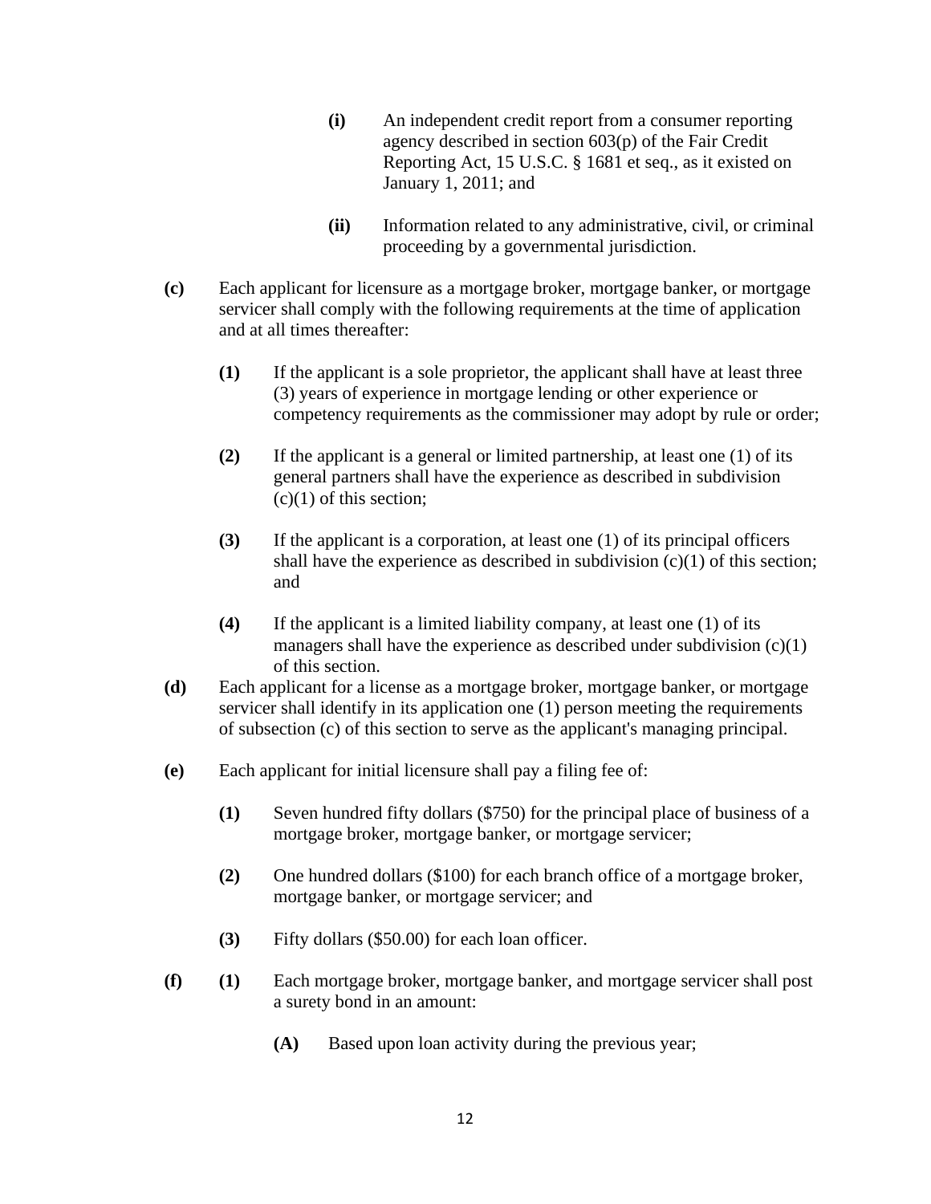**(i)** An independent credit report from a consumer reporting agency described in section 603(p) of the Fair Credit Reporting Act, 15 U.S.C. § 1681 et seq., as it existed on January 1, 2011; and

**(ii)** Information related to any administrative, civil, or criminal proceeding by a governmental jurisdiction.

**(c)** Each applicant for licensure as a mortgage broker, mortgage banker, or mortgage servicer shall comply with the following requirements at the time of application and at all times thereafter:

**(1)** If the applicant is a sole proprietor, the applicant shall have at least three (3) years of experience in mortgage lending or other experience or competency requirements as the commissioner may adopt by rule or order;

**(2)** If the applicant is a general or limited partnership, at least one (1) of its general partners shall have the experience as described in subdivision (c)(1) of this section;

**(3)** If the applicant is a corporation, at least one (1) of its principal officers shall have the experience as described in subdivision (c)(1) of this section; and

**(4)** If the applicant is a limited liability company, at least one (1) of its managers shall have the experience as described under subdivision (c)(1) of this section.

**(d)** Each applicant for a license as a mortgage broker, mortgage banker, or mortgage servicer shall identify in its application one (1) person meeting the requirements of subsection (c) of this section to serve as the applicant's managing principal.

**(e)** Each applicant for initial licensure shall pay a filing fee of:

**(1)** Seven hundred fifty dollars ($750) for the principal place of business of a mortgage broker, mortgage banker, or mortgage servicer;

**(2)** One hundred dollars ($100) for each branch office of a mortgage broker, mortgage banker, or mortgage servicer; and

**(3)** Fifty dollars ($50.00) for each loan officer.

**(f)** **(1)** Each mortgage broker, mortgage banker, and mortgage servicer shall post a surety bond in an amount:

**(A)** Based upon loan activity during the previous year;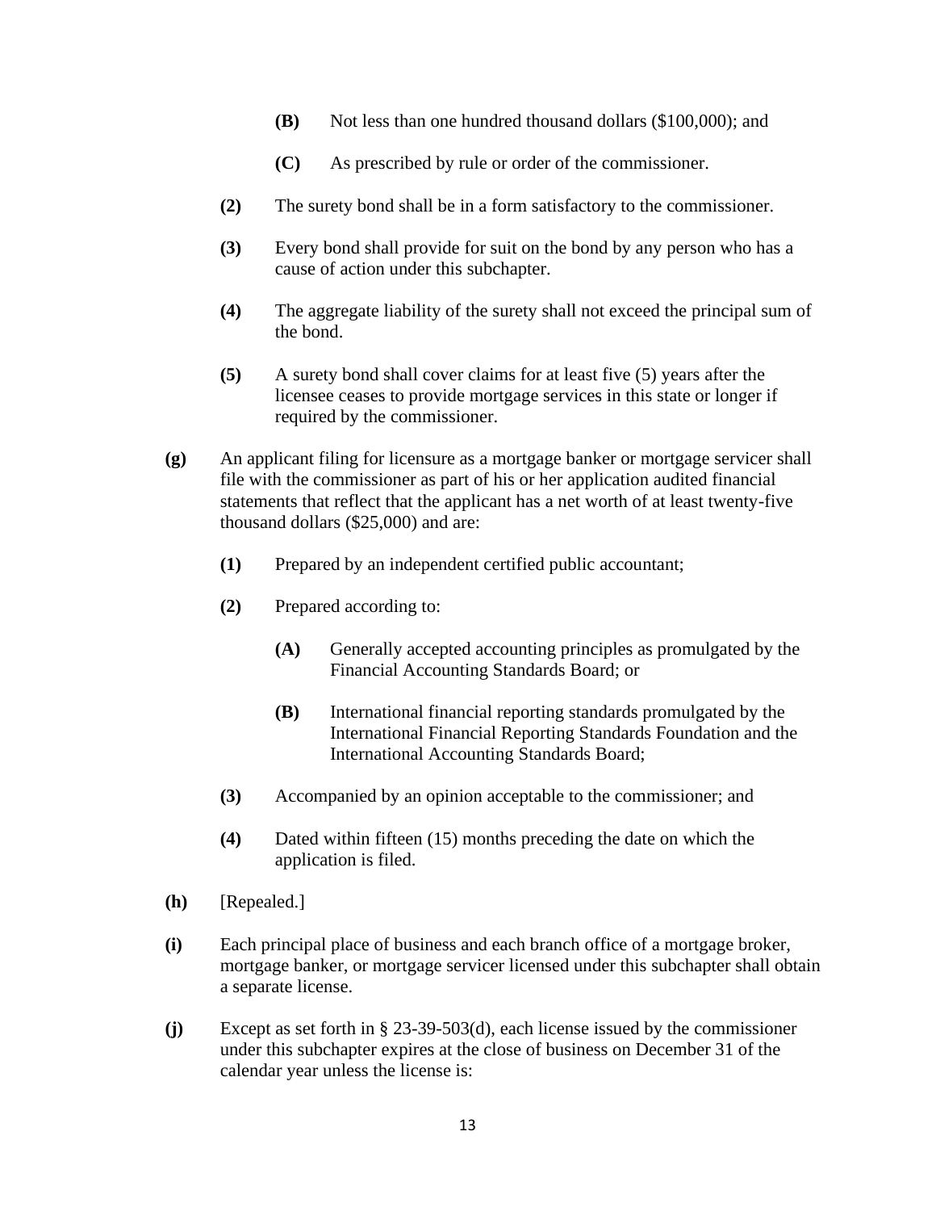**(B)** Not less than one hundred thousand dollars ($100,000); and

**(C)** As prescribed by rule or order of the commissioner.

**(2)** The surety bond shall be in a form satisfactory to the commissioner.

**(3)** Every bond shall provide for suit on the bond by any person who has a cause of action under this subchapter.

**(4)** The aggregate liability of the surety shall not exceed the principal sum of the bond.

**(5)** A surety bond shall cover claims for at least five (5) years after the licensee ceases to provide mortgage services in this state or longer if required by the commissioner.

**(g)** An applicant filing for licensure as a mortgage banker or mortgage servicer shall file with the commissioner as part of his or her application audited financial statements that reflect that the applicant has a net worth of at least twenty-five thousand dollars ($25,000) and are:

**(1)** Prepared by an independent certified public accountant;

**(2)** Prepared according to:

**(A)** Generally accepted accounting principles as promulgated by the Financial Accounting Standards Board; or

**(B)** International financial reporting standards promulgated by the International Financial Reporting Standards Foundation and the International Accounting Standards Board;

**(3)** Accompanied by an opinion acceptable to the commissioner; and

**(4)** Dated within fifteen (15) months preceding the date on which the application is filed.

**(h)** [Repealed.]

**(i)** Each principal place of business and each branch office of a mortgage broker, mortgage banker, or mortgage servicer licensed under this subchapter shall obtain a separate license.

**(j)** Except as set forth in § 23-39-503(d), each license issued by the commissioner under this subchapter expires at the close of business on December 31 of the calendar year unless the license is: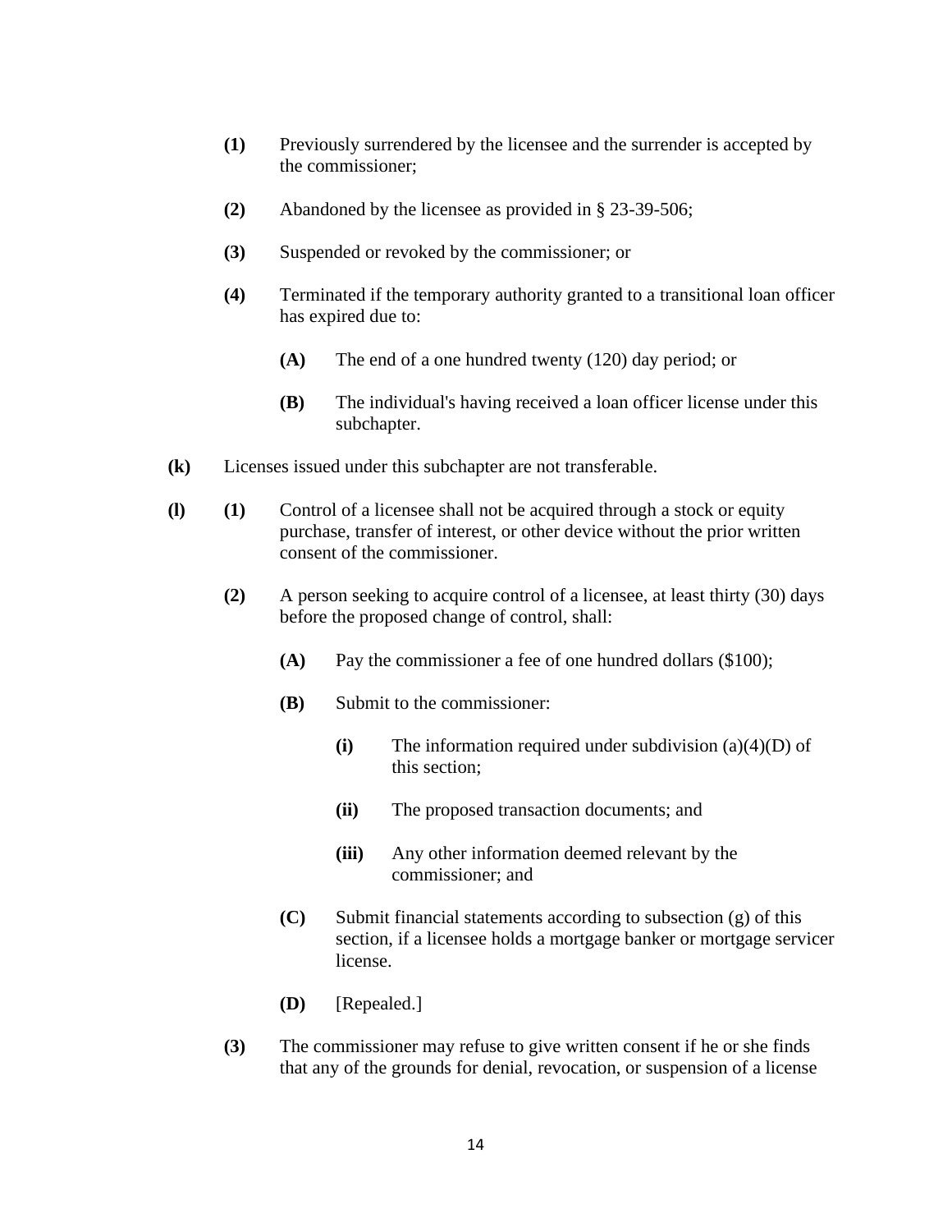**(1)** Previously surrendered by the licensee and the surrender is accepted by the commissioner;

**(2)** Abandoned by the licensee as provided in § 23-39-506;

**(3)** Suspended or revoked by the commissioner; or

**(4)** Terminated if the temporary authority granted to a transitional loan officer has expired due to:

**(A)** The end of a one hundred twenty (120) day period; or

**(B)** The individual's having received a loan officer license under this subchapter.

**(k)** Licenses issued under this subchapter are not transferable.

**(l)** **(1)** Control of a licensee shall not be acquired through a stock or equity purchase, transfer of interest, or other device without the prior written consent of the commissioner.

**(2)** A person seeking to acquire control of a licensee, at least thirty (30) days before the proposed change of control, shall:

**(A)** Pay the commissioner a fee of one hundred dollars ($100);

**(B)** Submit to the commissioner:

**(i)** The information required under subdivision (a)(4)(D) of this section;

**(ii)** The proposed transaction documents; and

**(iii)** Any other information deemed relevant by the commissioner; and

**(C)** Submit financial statements according to subsection (g) of this section, if a licensee holds a mortgage banker or mortgage servicer license.

**(D)** [Repealed.]

**(3)** The commissioner may refuse to give written consent if he or she finds that any of the grounds for denial, revocation, or suspension of a license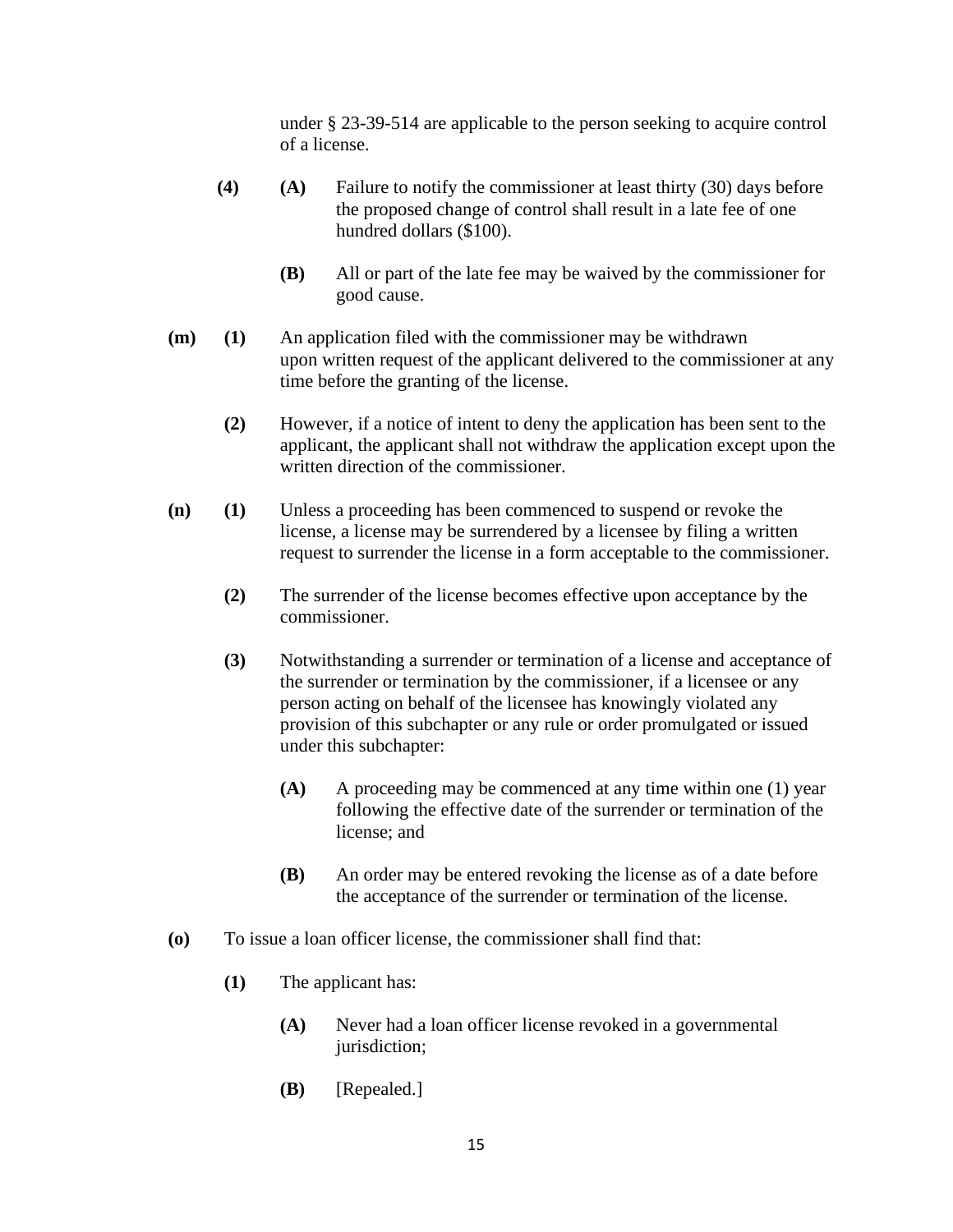under § 23-39-514 are applicable to the person seeking to acquire control of a license.

**(4)** **(A)** Failure to notify the commissioner at least thirty (30) days before the proposed change of control shall result in a late fee of one hundred dollars ($100).

**(B)** All or part of the late fee may be waived by the commissioner for good cause.

**(m)** **(1)** An application filed with the commissioner may be withdrawn upon written request of the applicant delivered to the commissioner at any time before the granting of the license.

**(2)** However, if a notice of intent to deny the application has been sent to the applicant, the applicant shall not withdraw the application except upon the written direction of the commissioner.

**(n)** **(1)** Unless a proceeding has been commenced to suspend or revoke the license, a license may be surrendered by a licensee by filing a written request to surrender the license in a form acceptable to the commissioner.

**(2)** The surrender of the license becomes effective upon acceptance by the commissioner.

**(3)** Notwithstanding a surrender or termination of a license and acceptance of the surrender or termination by the commissioner, if a licensee or any person acting on behalf of the licensee has knowingly violated any provision of this subchapter or any rule or order promulgated or issued under this subchapter:

**(A)** A proceeding may be commenced at any time within one (1) year following the effective date of the surrender or termination of the license; and

**(B)** An order may be entered revoking the license as of a date before the acceptance of the surrender or termination of the license.

**(o)** To issue a loan officer license, the commissioner shall find that:

**(1)** The applicant has:

**(A)** Never had a loan officer license revoked in a governmental jurisdiction;

**(B)** [Repealed.]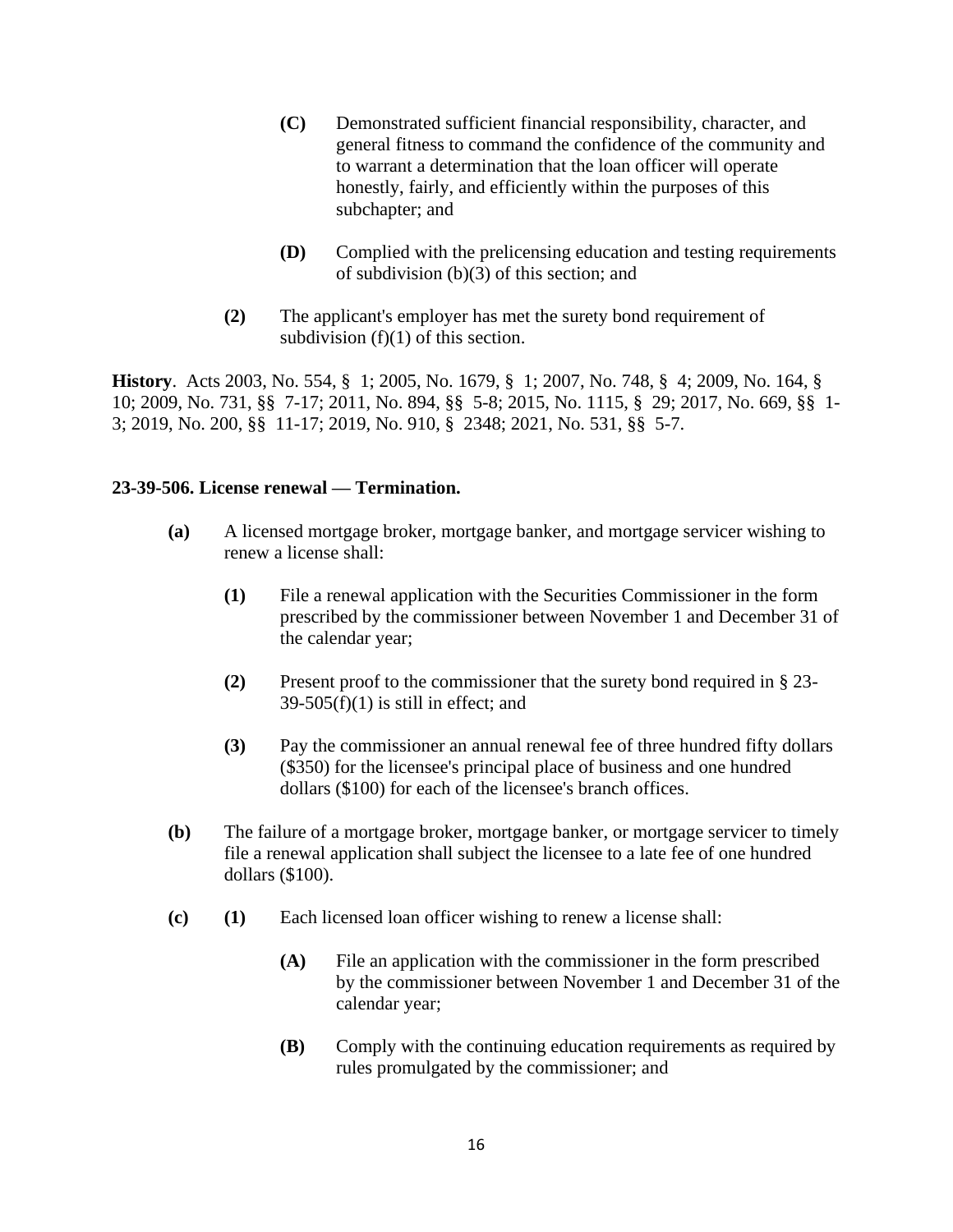**(C)** Demonstrated sufficient financial responsibility, character, and general fitness to command the confidence of the community and to warrant a determination that the loan officer will operate honestly, fairly, and efficiently within the purposes of this subchapter; and

**(D)** Complied with the prelicensing education and testing requirements of subdivision (b)(3) of this section; and

**(2)** The applicant's employer has met the surety bond requirement of subdivision (f)(1) of this section.

**History**. Acts 2003, No. 554, § 1; 2005, No. 1679, § 1; 2007, No. 748, § 4; 2009, No. 164, § 10; 2009, No. 731, §§ 7-17; 2011, No. 894, §§ 5-8; 2015, No. 1115, § 29; 2017, No. 669, §§ 1-3; 2019, No. 200, §§ 11-17; 2019, No. 910, § 2348; 2021, No. 531, §§ 5-7.

**23-39-506. License renewal — Termination.**

**(a)** A licensed mortgage broker, mortgage banker, and mortgage servicer wishing to renew a license shall:

**(1)** File a renewal application with the Securities Commissioner in the form prescribed by the commissioner between November 1 and December 31 of the calendar year;

**(2)** Present proof to the commissioner that the surety bond required in § 23-39-505(f)(1) is still in effect; and

**(3)** Pay the commissioner an annual renewal fee of three hundred fifty dollars ($350) for the licensee's principal place of business and one hundred dollars ($100) for each of the licensee's branch offices.

**(b)** The failure of a mortgage broker, mortgage banker, or mortgage servicer to timely file a renewal application shall subject the licensee to a late fee of one hundred dollars ($100).

**(c)** **(1)** Each licensed loan officer wishing to renew a license shall:

**(A)** File an application with the commissioner in the form prescribed by the commissioner between November 1 and December 31 of the calendar year;

**(B)** Comply with the continuing education requirements as required by rules promulgated by the commissioner; and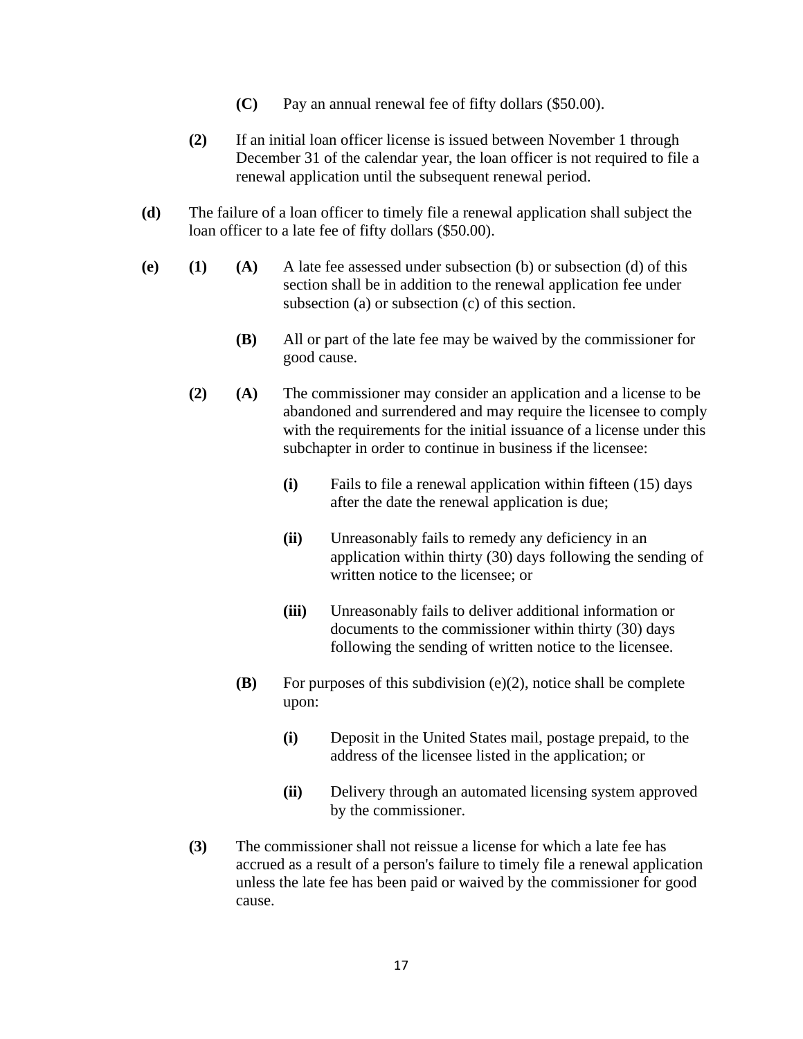**(C)** Pay an annual renewal fee of fifty dollars ($50.00).

**(2)** If an initial loan officer license is issued between November 1 through December 31 of the calendar year, the loan officer is not required to file a renewal application until the subsequent renewal period.

**(d)** The failure of a loan officer to timely file a renewal application shall subject the loan officer to a late fee of fifty dollars ($50.00).

**(e)** **(1)** **(A)** A late fee assessed under subsection (b) or subsection (d) of this section shall be in addition to the renewal application fee under subsection (a) or subsection (c) of this section.

**(B)** All or part of the late fee may be waived by the commissioner for good cause.

**(2)** **(A)** The commissioner may consider an application and a license to be abandoned and surrendered and may require the licensee to comply with the requirements for the initial issuance of a license under this subchapter in order to continue in business if the licensee:

**(i)** Fails to file a renewal application within fifteen (15) days after the date the renewal application is due;

**(ii)** Unreasonably fails to remedy any deficiency in an application within thirty (30) days following the sending of written notice to the licensee; or

**(iii)** Unreasonably fails to deliver additional information or documents to the commissioner within thirty (30) days following the sending of written notice to the licensee.

**(B)** For purposes of this subdivision (e)(2), notice shall be complete upon:

**(i)** Deposit in the United States mail, postage prepaid, to the address of the licensee listed in the application; or

**(ii)** Delivery through an automated licensing system approved by the commissioner.

**(3)** The commissioner shall not reissue a license for which a late fee has accrued as a result of a person's failure to timely file a renewal application unless the late fee has been paid or waived by the commissioner for good cause.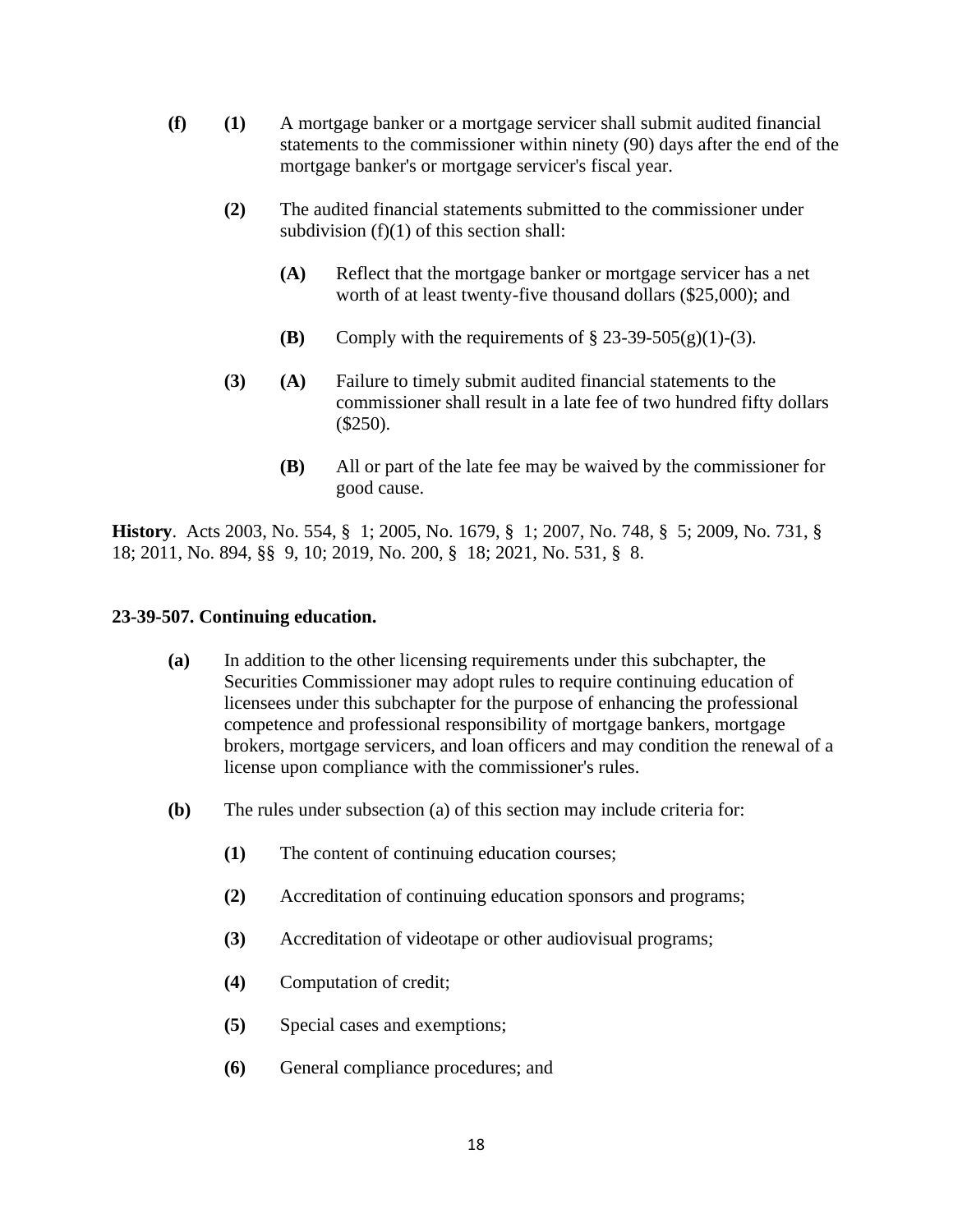**(f)** **(1)** A mortgage banker or a mortgage servicer shall submit audited financial statements to the commissioner within ninety (90) days after the end of the mortgage banker's or mortgage servicer's fiscal year.

**(2)** The audited financial statements submitted to the commissioner under subdivision (f)(1) of this section shall:

**(A)** Reflect that the mortgage banker or mortgage servicer has a net worth of at least twenty-five thousand dollars ($25,000); and

**(B)** Comply with the requirements of § 23-39-505(g)(1)-(3).

**(3)** **(A)** Failure to timely submit audited financial statements to the commissioner shall result in a late fee of two hundred fifty dollars ($250).

**(B)** All or part of the late fee may be waived by the commissioner for good cause.

**History**. Acts 2003, No. 554, § 1; 2005, No. 1679, § 1; 2007, No. 748, § 5; 2009, No. 731, § 18; 2011, No. 894, §§ 9, 10; 2019, No. 200, § 18; 2021, No. 531, § 8.

**23-39-507. Continuing education.**

**(a)** In addition to the other licensing requirements under this subchapter, the Securities Commissioner may adopt rules to require continuing education of licensees under this subchapter for the purpose of enhancing the professional competence and professional responsibility of mortgage bankers, mortgage brokers, mortgage servicers, and loan officers and may condition the renewal of a license upon compliance with the commissioner's rules.

**(b)** The rules under subsection (a) of this section may include criteria for:

**(1)** The content of continuing education courses;

**(2)** Accreditation of continuing education sponsors and programs;

**(3)** Accreditation of videotape or other audiovisual programs;

**(4)** Computation of credit;

**(5)** Special cases and exemptions;

**(6)** General compliance procedures; and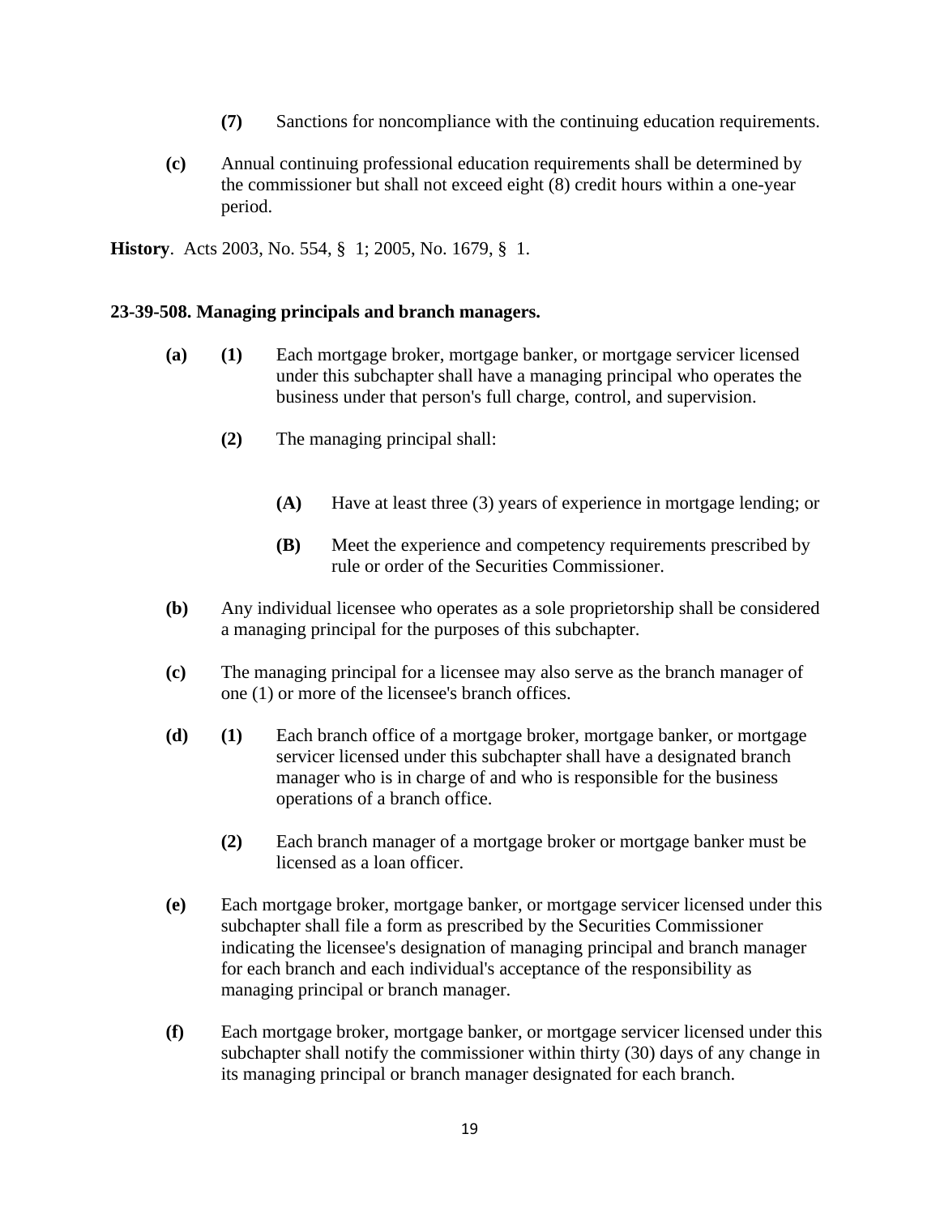**(7)** Sanctions for noncompliance with the continuing education requirements.

**(c)** Annual continuing professional education requirements shall be determined by the commissioner but shall not exceed eight (8) credit hours within a one-year period.

**History**. Acts 2003, No. 554, § 1; 2005, No. 1679, § 1.

**23-39-508. Managing principals and branch managers.**

**(a)** **(1)** Each mortgage broker, mortgage banker, or mortgage servicer licensed under this subchapter shall have a managing principal who operates the business under that person's full charge, control, and supervision.

**(2)** The managing principal shall:

**(A)** Have at least three (3) years of experience in mortgage lending; or

**(B)** Meet the experience and competency requirements prescribed by rule or order of the Securities Commissioner.

**(b)** Any individual licensee who operates as a sole proprietorship shall be considered a managing principal for the purposes of this subchapter.

**(c)** The managing principal for a licensee may also serve as the branch manager of one (1) or more of the licensee's branch offices.

**(d)** **(1)** Each branch office of a mortgage broker, mortgage banker, or mortgage servicer licensed under this subchapter shall have a designated branch manager who is in charge of and who is responsible for the business operations of a branch office.

**(2)** Each branch manager of a mortgage broker or mortgage banker must be licensed as a loan officer.

**(e)** Each mortgage broker, mortgage banker, or mortgage servicer licensed under this subchapter shall file a form as prescribed by the Securities Commissioner indicating the licensee's designation of managing principal and branch manager for each branch and each individual's acceptance of the responsibility as managing principal or branch manager.

**(f)** Each mortgage broker, mortgage banker, or mortgage servicer licensed under this subchapter shall notify the commissioner within thirty (30) days of any change in its managing principal or branch manager designated for each branch.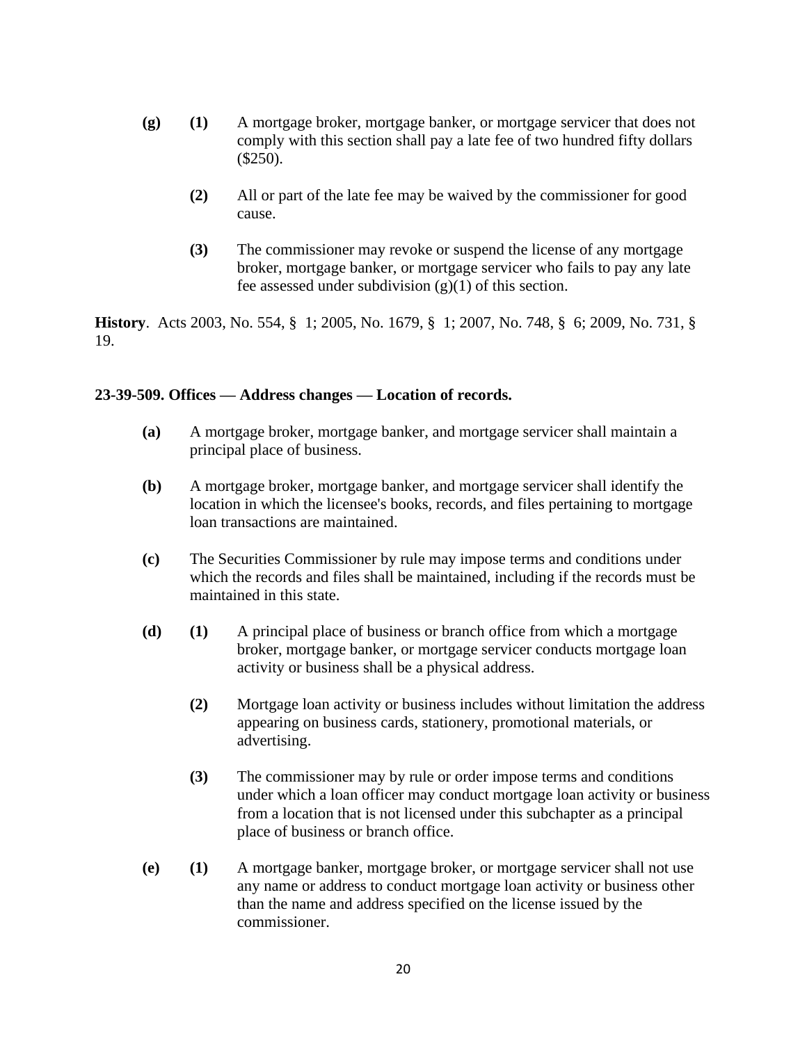**(g)** **(1)** A mortgage broker, mortgage banker, or mortgage servicer that does not comply with this section shall pay a late fee of two hundred fifty dollars ($250).

**(2)** All or part of the late fee may be waived by the commissioner for good cause.

**(3)** The commissioner may revoke or suspend the license of any mortgage broker, mortgage banker, or mortgage servicer who fails to pay any late fee assessed under subdivision (g)(1) of this section.

**History**. Acts 2003, No. 554, § 1; 2005, No. 1679, § 1; 2007, No. 748, § 6; 2009, No. 731, § 19.

### 23-39-509. Offices — Address changes — Location of records.

**(a)** A mortgage broker, mortgage banker, and mortgage servicer shall maintain a principal place of business.

**(b)** A mortgage broker, mortgage banker, and mortgage servicer shall identify the location in which the licensee's books, records, and files pertaining to mortgage loan transactions are maintained.

**(c)** The Securities Commissioner by rule may impose terms and conditions under which the records and files shall be maintained, including if the records must be maintained in this state.

**(d)** **(1)** A principal place of business or branch office from which a mortgage broker, mortgage banker, or mortgage servicer conducts mortgage loan activity or business shall be a physical address.

**(2)** Mortgage loan activity or business includes without limitation the address appearing on business cards, stationery, promotional materials, or advertising.

**(3)** The commissioner may by rule or order impose terms and conditions under which a loan officer may conduct mortgage loan activity or business from a location that is not licensed under this subchapter as a principal place of business or branch office.

**(e)** **(1)** A mortgage banker, mortgage broker, or mortgage servicer shall not use any name or address to conduct mortgage loan activity or business other than the name and address specified on the license issued by the commissioner.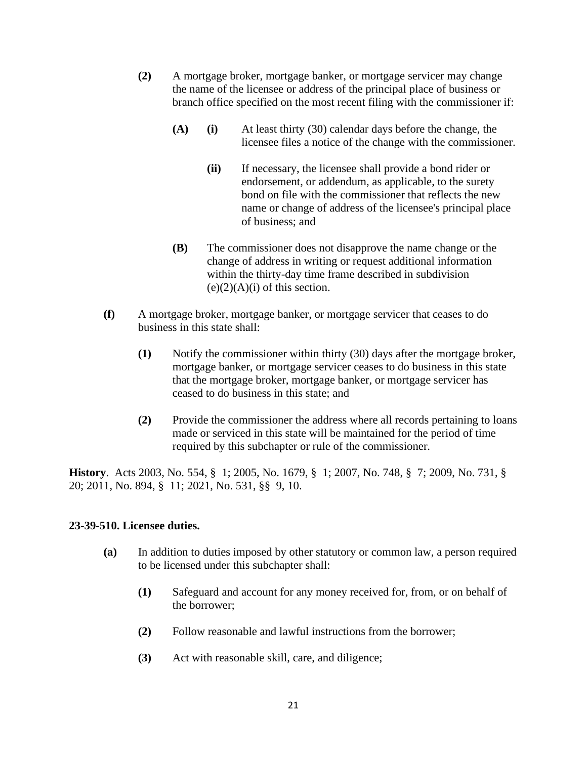**(2)** A mortgage broker, mortgage banker, or mortgage servicer may change the name of the licensee or address of the principal place of business or branch office specified on the most recent filing with the commissioner if:

**(A)** **(i)** At least thirty (30) calendar days before the change, the licensee files a notice of the change with the commissioner.

**(ii)** If necessary, the licensee shall provide a bond rider or endorsement, or addendum, as applicable, to the surety bond on file with the commissioner that reflects the new name or change of address of the licensee's principal place of business; and

**(B)** The commissioner does not disapprove the name change or the change of address in writing or request additional information within the thirty-day time frame described in subdivision (e)(2)(A)(i) of this section.

**(f)** A mortgage broker, mortgage banker, or mortgage servicer that ceases to do business in this state shall:

**(1)** Notify the commissioner within thirty (30) days after the mortgage broker, mortgage banker, or mortgage servicer ceases to do business in this state that the mortgage broker, mortgage banker, or mortgage servicer has ceased to do business in this state; and

**(2)** Provide the commissioner the address where all records pertaining to loans made or serviced in this state will be maintained for the period of time required by this subchapter or rule of the commissioner.

**History**. Acts 2003, No. 554, § 1; 2005, No. 1679, § 1; 2007, No. 748, § 7; 2009, No. 731, § 20; 2011, No. 894, § 11; 2021, No. 531, §§ 9, 10.

**23-39-510. Licensee duties.**

**(a)** In addition to duties imposed by other statutory or common law, a person required to be licensed under this subchapter shall:

**(1)** Safeguard and account for any money received for, from, or on behalf of the borrower;

**(2)** Follow reasonable and lawful instructions from the borrower;

**(3)** Act with reasonable skill, care, and diligence;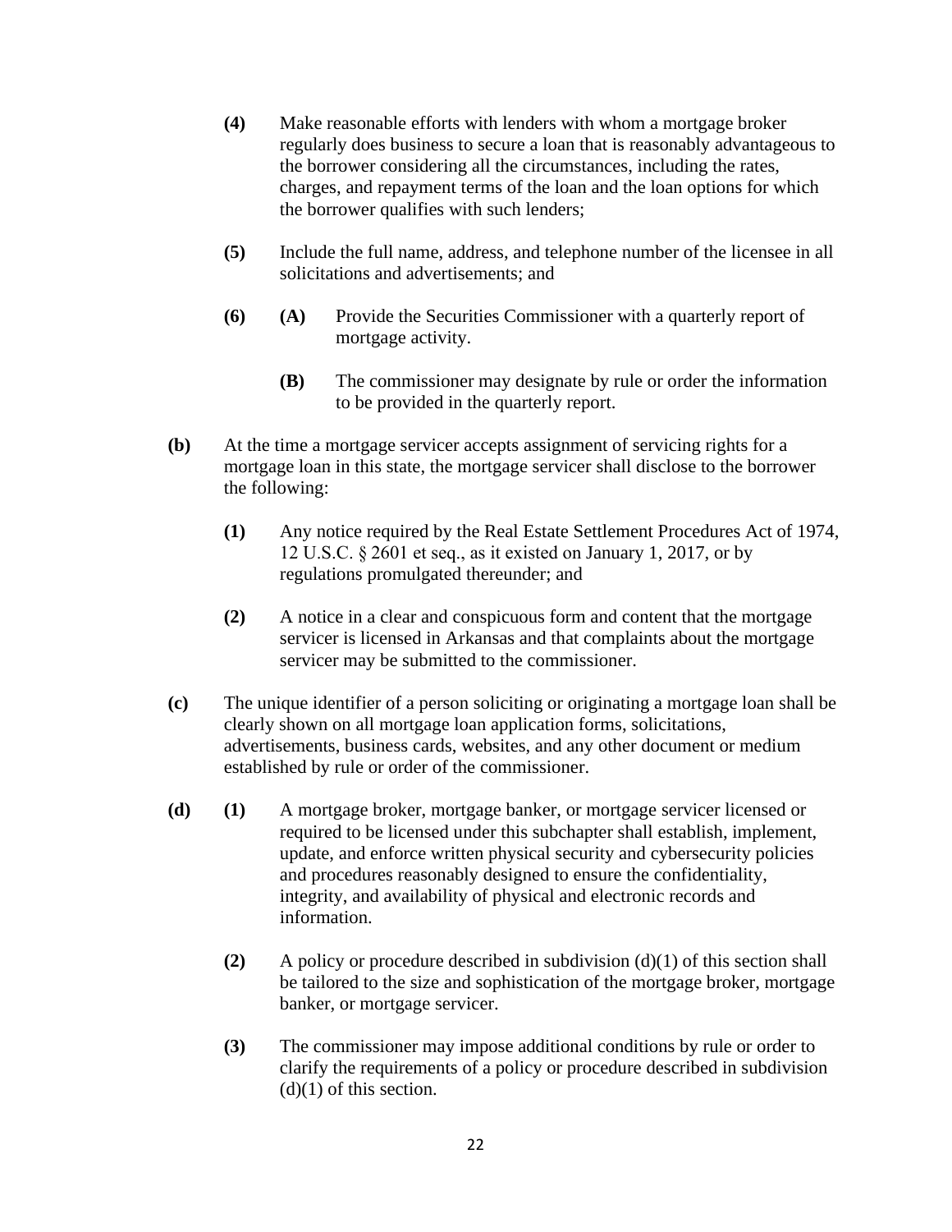**(4)** Make reasonable efforts with lenders with whom a mortgage broker regularly does business to secure a loan that is reasonably advantageous to the borrower considering all the circumstances, including the rates, charges, and repayment terms of the loan and the loan options for which the borrower qualifies with such lenders;

**(5)** Include the full name, address, and telephone number of the licensee in all solicitations and advertisements; and

**(6)** **(A)** Provide the Securities Commissioner with a quarterly report of mortgage activity.

**(B)** The commissioner may designate by rule or order the information to be provided in the quarterly report.

**(b)** At the time a mortgage servicer accepts assignment of servicing rights for a mortgage loan in this state, the mortgage servicer shall disclose to the borrower the following:

**(1)** Any notice required by the Real Estate Settlement Procedures Act of 1974, 12 U.S.C. § 2601 et seq., as it existed on January 1, 2017, or by regulations promulgated thereunder; and

**(2)** A notice in a clear and conspicuous form and content that the mortgage servicer is licensed in Arkansas and that complaints about the mortgage servicer may be submitted to the commissioner.

**(c)** The unique identifier of a person soliciting or originating a mortgage loan shall be clearly shown on all mortgage loan application forms, solicitations, advertisements, business cards, websites, and any other document or medium established by rule or order of the commissioner.

**(d)** **(1)** A mortgage broker, mortgage banker, or mortgage servicer licensed or required to be licensed under this subchapter shall establish, implement, update, and enforce written physical security and cybersecurity policies and procedures reasonably designed to ensure the confidentiality, integrity, and availability of physical and electronic records and information.

**(2)** A policy or procedure described in subdivision (d)(1) of this section shall be tailored to the size and sophistication of the mortgage broker, mortgage banker, or mortgage servicer.

**(3)** The commissioner may impose additional conditions by rule or order to clarify the requirements of a policy or procedure described in subdivision (d)(1) of this section.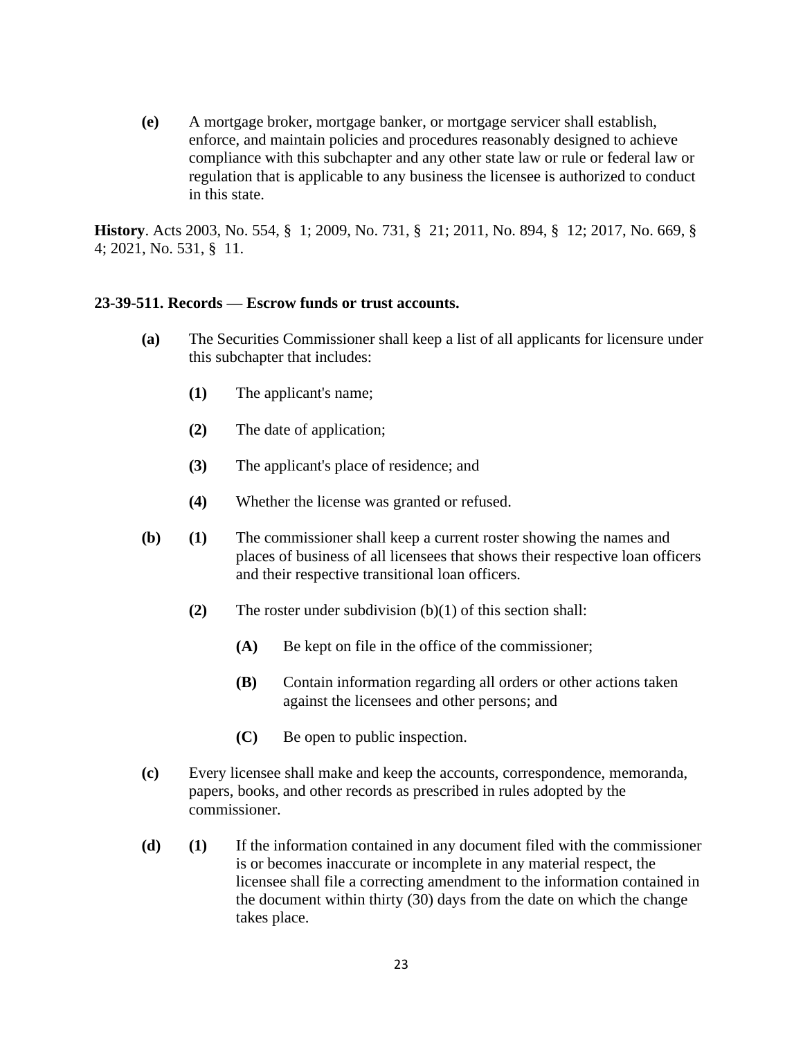**(e)** A mortgage broker, mortgage banker, or mortgage servicer shall establish, enforce, and maintain policies and procedures reasonably designed to achieve compliance with this subchapter and any other state law or rule or federal law or regulation that is applicable to any business the licensee is authorized to conduct in this state.

**History**. Acts 2003, No. 554, § 1; 2009, No. 731, § 21; 2011, No. 894, § 12; 2017, No. 669, § 4; 2021, No. 531, § 11.

**23-39-511. Records — Escrow funds or trust accounts.**

**(a)** The Securities Commissioner shall keep a list of all applicants for licensure under this subchapter that includes:

- **(1)** The applicant's name;
- **(2)** The date of application;
- **(3)** The applicant's place of residence; and
- **(4)** Whether the license was granted or refused.

**(b)** **(1)** The commissioner shall keep a current roster showing the names and places of business of all licensees that shows their respective loan officers and their respective transitional loan officers.

**(2)** The roster under subdivision (b)(1) of this section shall:

- **(A)** Be kept on file in the office of the commissioner;
- **(B)** Contain information regarding all orders or other actions taken against the licensees and other persons; and
- **(C)** Be open to public inspection.

**(c)** Every licensee shall make and keep the accounts, correspondence, memoranda, papers, books, and other records as prescribed in rules adopted by the commissioner.

**(d)** **(1)** If the information contained in any document filed with the commissioner is or becomes inaccurate or incomplete in any material respect, the licensee shall file a correcting amendment to the information contained in the document within thirty (30) days from the date on which the change takes place.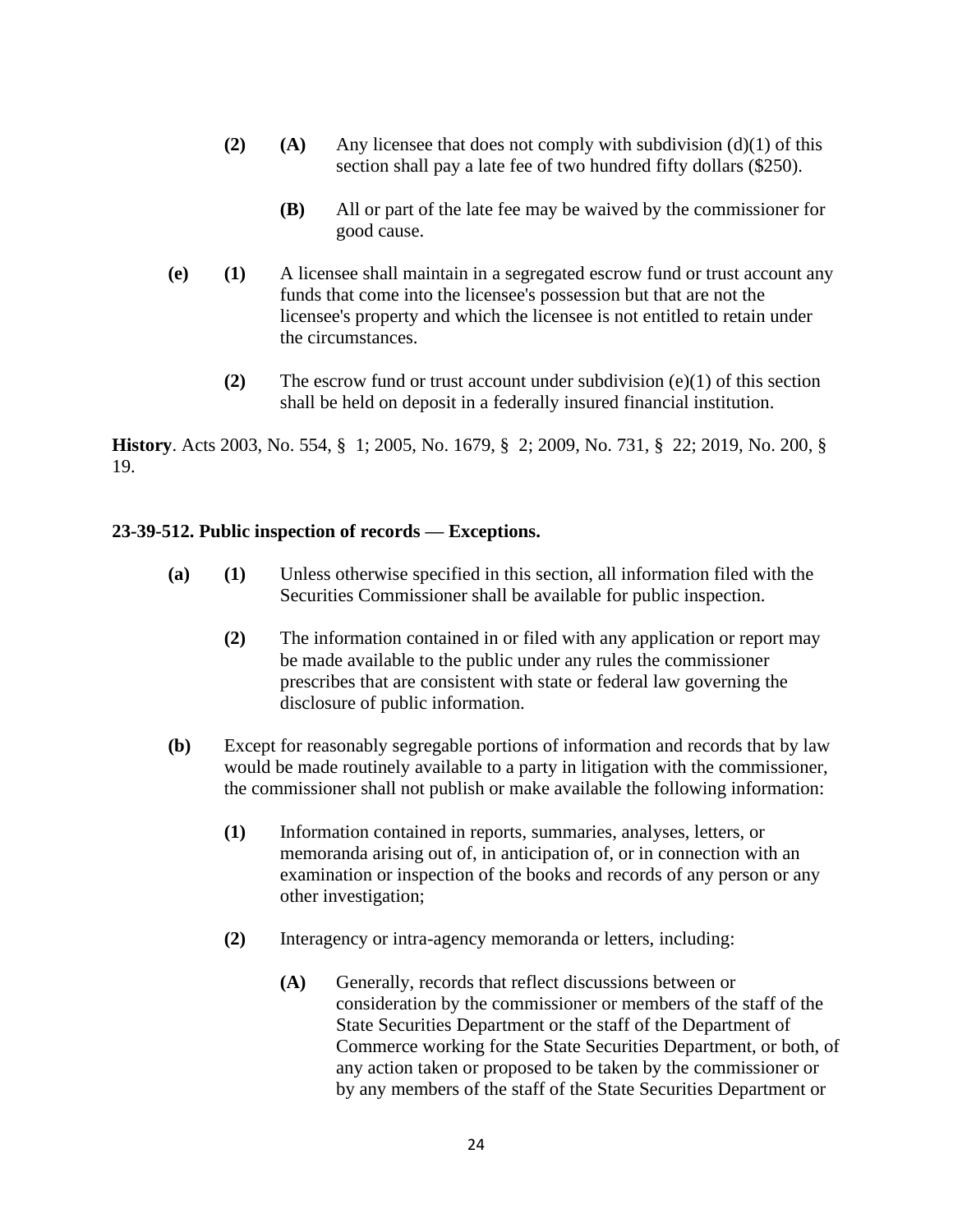**(2)** **(A)** Any licensee that does not comply with subdivision (d)(1) of this section shall pay a late fee of two hundred fifty dollars ($250).

**(B)** All or part of the late fee may be waived by the commissioner for good cause.

**(e)** **(1)** A licensee shall maintain in a segregated escrow fund or trust account any funds that come into the licensee's possession but that are not the licensee's property and which the licensee is not entitled to retain under the circumstances.

**(2)** The escrow fund or trust account under subdivision (e)(1) of this section shall be held on deposit in a federally insured financial institution.

**History**. Acts 2003, No. 554, § 1; 2005, No. 1679, § 2; 2009, No. 731, § 22; 2019, No. 200, § 19.

**23-39-512. Public inspection of records — Exceptions.**

**(a)** **(1)** Unless otherwise specified in this section, all information filed with the Securities Commissioner shall be available for public inspection.

**(2)** The information contained in or filed with any application or report may be made available to the public under any rules the commissioner prescribes that are consistent with state or federal law governing the disclosure of public information.

**(b)** Except for reasonably segregable portions of information and records that by law would be made routinely available to a party in litigation with the commissioner, the commissioner shall not publish or make available the following information:

**(1)** Information contained in reports, summaries, analyses, letters, or memoranda arising out of, in anticipation of, or in connection with an examination or inspection of the books and records of any person or any other investigation;

**(2)** Interagency or intra-agency memoranda or letters, including:

**(A)** Generally, records that reflect discussions between or consideration by the commissioner or members of the staff of the State Securities Department or the staff of the Department of Commerce working for the State Securities Department, or both, of any action taken or proposed to be taken by the commissioner or by any members of the staff of the State Securities Department or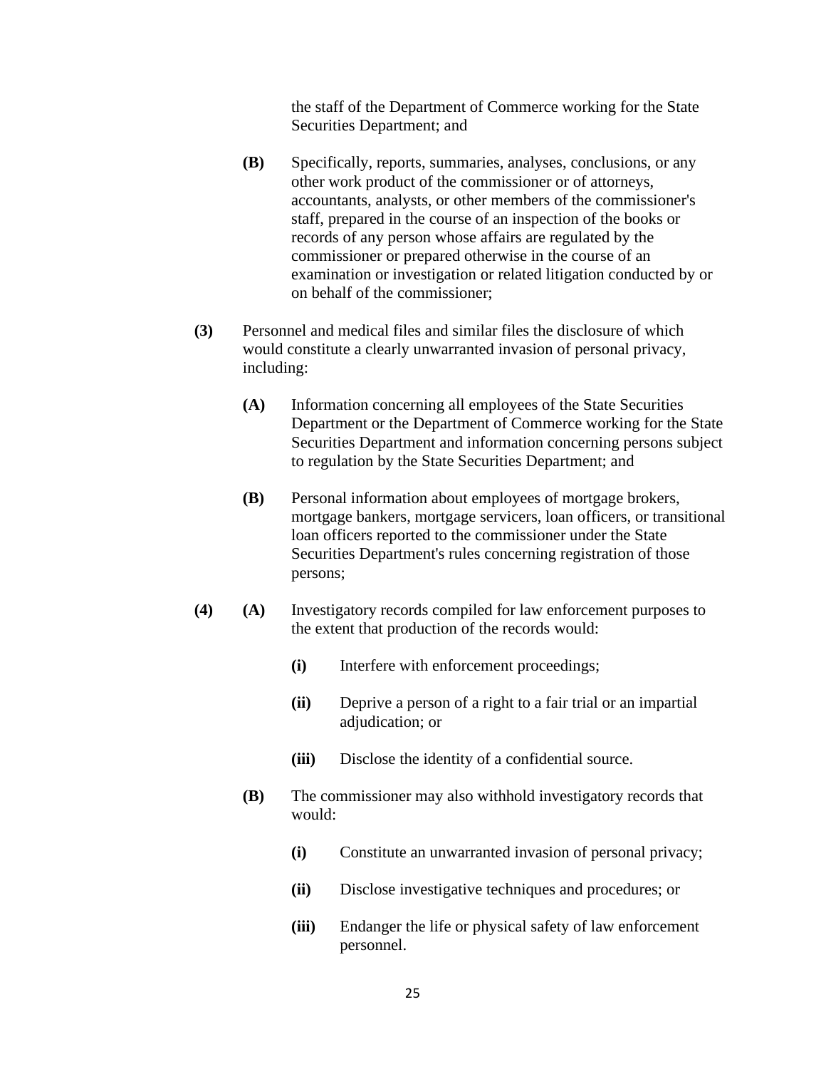the staff of the Department of Commerce working for the State Securities Department; and

**(B)** Specifically, reports, summaries, analyses, conclusions, or any other work product of the commissioner or of attorneys, accountants, analysts, or other members of the commissioner's staff, prepared in the course of an inspection of the books or records of any person whose affairs are regulated by the commissioner or prepared otherwise in the course of an examination or investigation or related litigation conducted by or on behalf of the commissioner;

**(3)** Personnel and medical files and similar files the disclosure of which would constitute a clearly unwarranted invasion of personal privacy, including:

**(A)** Information concerning all employees of the State Securities Department or the Department of Commerce working for the State Securities Department and information concerning persons subject to regulation by the State Securities Department; and

**(B)** Personal information about employees of mortgage brokers, mortgage bankers, mortgage servicers, loan officers, or transitional loan officers reported to the commissioner under the State Securities Department's rules concerning registration of those persons;

**(4)** **(A)** Investigatory records compiled for law enforcement purposes to the extent that production of the records would:

**(i)** Interfere with enforcement proceedings;

**(ii)** Deprive a person of a right to a fair trial or an impartial adjudication; or

**(iii)** Disclose the identity of a confidential source.

**(B)** The commissioner may also withhold investigatory records that would:

**(i)** Constitute an unwarranted invasion of personal privacy;

**(ii)** Disclose investigative techniques and procedures; or

**(iii)** Endanger the life or physical safety of law enforcement personnel.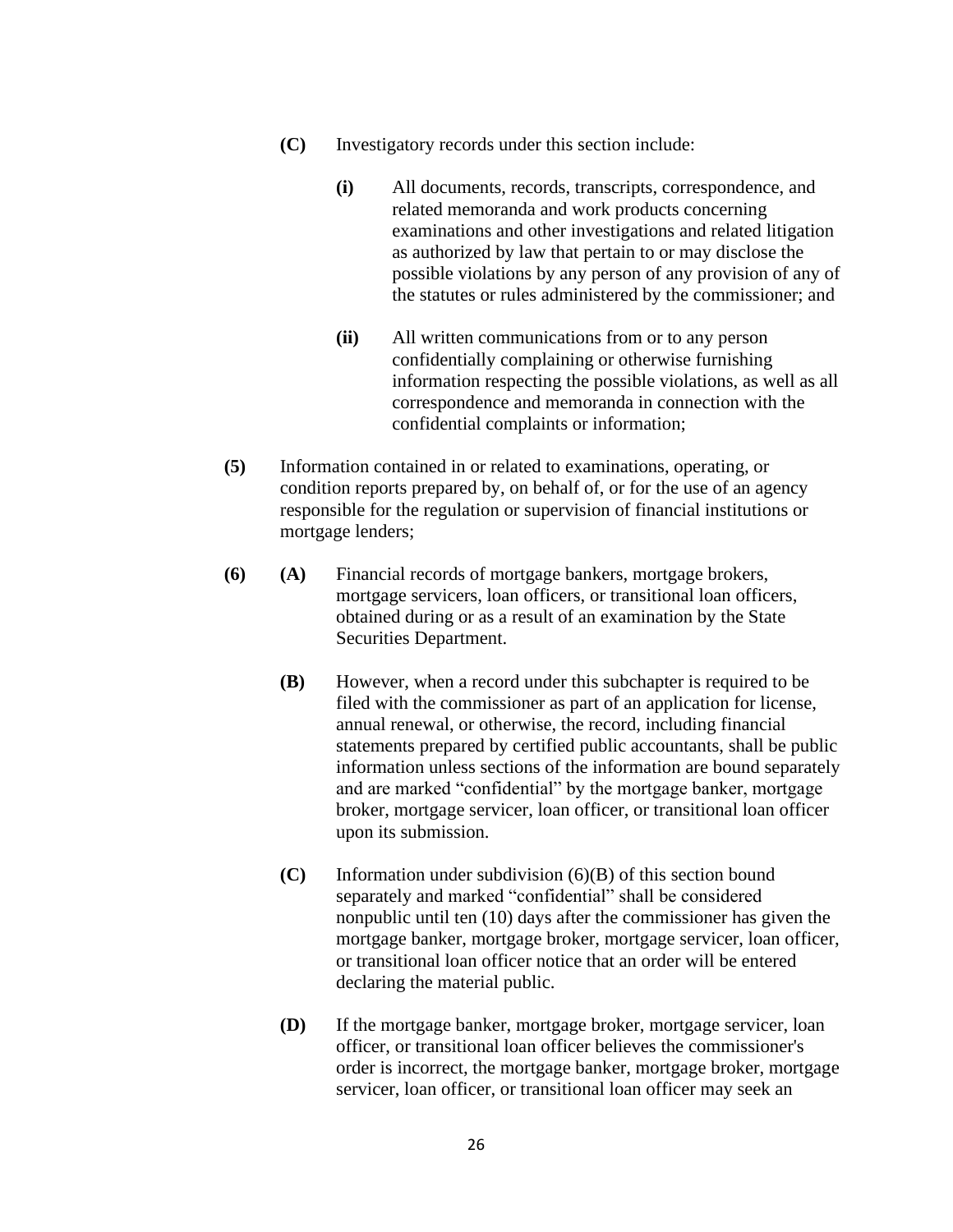**(C)** Investigatory records under this section include:

**(i)** All documents, records, transcripts, correspondence, and related memoranda and work products concerning examinations and other investigations and related litigation as authorized by law that pertain to or may disclose the possible violations by any person of any provision of any of the statutes or rules administered by the commissioner; and

**(ii)** All written communications from or to any person confidentially complaining or otherwise furnishing information respecting the possible violations, as well as all correspondence and memoranda in connection with the confidential complaints or information;

**(5)** Information contained in or related to examinations, operating, or condition reports prepared by, on behalf of, or for the use of an agency responsible for the regulation or supervision of financial institutions or mortgage lenders;

**(6)** **(A)** Financial records of mortgage bankers, mortgage brokers, mortgage servicers, loan officers, or transitional loan officers, obtained during or as a result of an examination by the State Securities Department.

**(B)** However, when a record under this subchapter is required to be filed with the commissioner as part of an application for license, annual renewal, or otherwise, the record, including financial statements prepared by certified public accountants, shall be public information unless sections of the information are bound separately and are marked "confidential" by the mortgage banker, mortgage broker, mortgage servicer, loan officer, or transitional loan officer upon its submission.

**(C)** Information under subdivision (6)(B) of this section bound separately and marked "confidential" shall be considered nonpublic until ten (10) days after the commissioner has given the mortgage banker, mortgage broker, mortgage servicer, loan officer, or transitional loan officer notice that an order will be entered declaring the material public.

**(D)** If the mortgage banker, mortgage broker, mortgage servicer, loan officer, or transitional loan officer believes the commissioner's order is incorrect, the mortgage banker, mortgage broker, mortgage servicer, loan officer, or transitional loan officer may seek an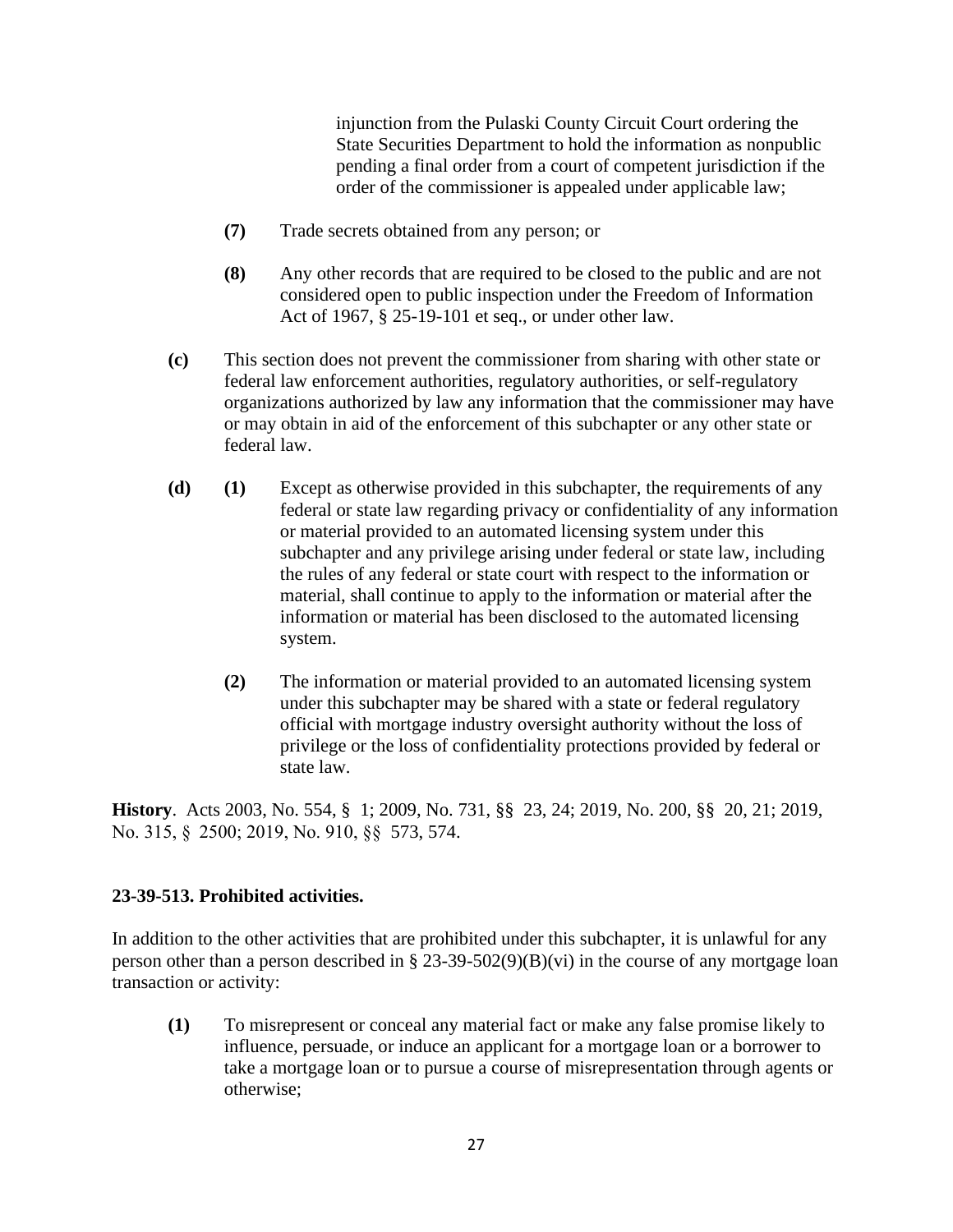injunction from the Pulaski County Circuit Court ordering the State Securities Department to hold the information as nonpublic pending a final order from a court of competent jurisdiction if the order of the commissioner is appealed under applicable law;

**(7)** Trade secrets obtained from any person; or

**(8)** Any other records that are required to be closed to the public and are not considered open to public inspection under the Freedom of Information Act of 1967, § 25-19-101 et seq., or under other law.

**(c)** This section does not prevent the commissioner from sharing with other state or federal law enforcement authorities, regulatory authorities, or self-regulatory organizations authorized by law any information that the commissioner may have or may obtain in aid of the enforcement of this subchapter or any other state or federal law.

**(d)** **(1)** Except as otherwise provided in this subchapter, the requirements of any federal or state law regarding privacy or confidentiality of any information or material provided to an automated licensing system under this subchapter and any privilege arising under federal or state law, including the rules of any federal or state court with respect to the information or material, shall continue to apply to the information or material after the information or material has been disclosed to the automated licensing system.

**(2)** The information or material provided to an automated licensing system under this subchapter may be shared with a state or federal regulatory official with mortgage industry oversight authority without the loss of privilege or the loss of confidentiality protections provided by federal or state law.

**History**. Acts 2003, No. 554, § 1; 2009, No. 731, §§ 23, 24; 2019, No. 200, §§ 20, 21; 2019, No. 315, § 2500; 2019, No. 910, §§ 573, 574.

**23-39-513. Prohibited activities.**

In addition to the other activities that are prohibited under this subchapter, it is unlawful for any person other than a person described in § 23-39-502(9)(B)(vi) in the course of any mortgage loan transaction or activity:

**(1)** To misrepresent or conceal any material fact or make any false promise likely to influence, persuade, or induce an applicant for a mortgage loan or a borrower to take a mortgage loan or to pursue a course of misrepresentation through agents or otherwise;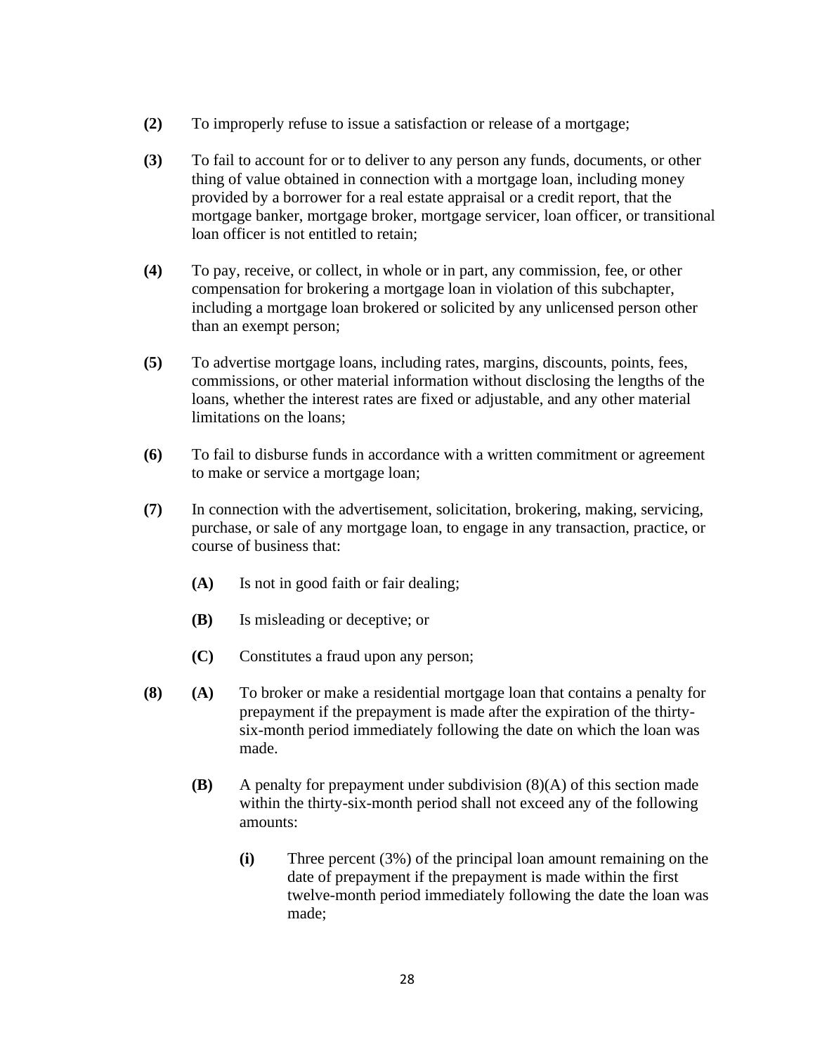**(2)** To improperly refuse to issue a satisfaction or release of a mortgage;

**(3)** To fail to account for or to deliver to any person any funds, documents, or other thing of value obtained in connection with a mortgage loan, including money provided by a borrower for a real estate appraisal or a credit report, that the mortgage banker, mortgage broker, mortgage servicer, loan officer, or transitional loan officer is not entitled to retain;

**(4)** To pay, receive, or collect, in whole or in part, any commission, fee, or other compensation for brokering a mortgage loan in violation of this subchapter, including a mortgage loan brokered or solicited by any unlicensed person other than an exempt person;

**(5)** To advertise mortgage loans, including rates, margins, discounts, points, fees, commissions, or other material information without disclosing the lengths of the loans, whether the interest rates are fixed or adjustable, and any other material limitations on the loans;

**(6)** To fail to disburse funds in accordance with a written commitment or agreement to make or service a mortgage loan;

**(7)** In connection with the advertisement, solicitation, brokering, making, servicing, purchase, or sale of any mortgage loan, to engage in any transaction, practice, or course of business that:

> **(A)** Is not in good faith or fair dealing;
>
> **(B)** Is misleading or deceptive; or
>
> **(C)** Constitutes a fraud upon any person;

**(8)** **(A)** To broker or make a residential mortgage loan that contains a penalty for prepayment if the prepayment is made after the expiration of the thirty-six-month period immediately following the date on which the loan was made.

> **(B)** A penalty for prepayment under subdivision (8)(A) of this section made within the thirty-six-month period shall not exceed any of the following amounts:
>
> > **(i)** Three percent (3%) of the principal loan amount remaining on the date of prepayment if the prepayment is made within the first twelve-month period immediately following the date the loan was made;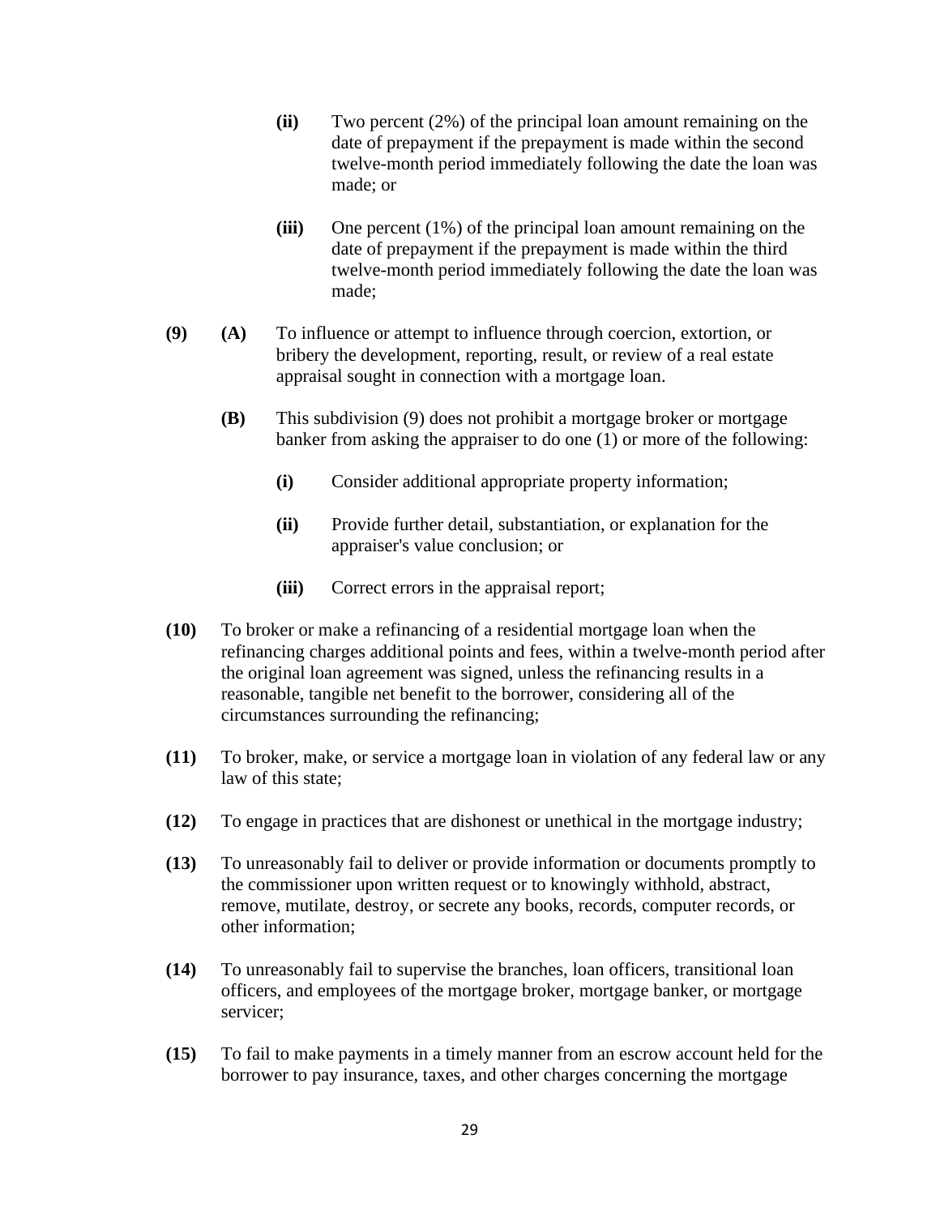**(ii)** Two percent (2%) of the principal loan amount remaining on the date of prepayment if the prepayment is made within the second twelve-month period immediately following the date the loan was made; or

**(iii)** One percent (1%) of the principal loan amount remaining on the date of prepayment if the prepayment is made within the third twelve-month period immediately following the date the loan was made;

**(9)** **(A)** To influence or attempt to influence through coercion, extortion, or bribery the development, reporting, result, or review of a real estate appraisal sought in connection with a mortgage loan.

**(B)** This subdivision (9) does not prohibit a mortgage broker or mortgage banker from asking the appraiser to do one (1) or more of the following:

**(i)** Consider additional appropriate property information;

**(ii)** Provide further detail, substantiation, or explanation for the appraiser's value conclusion; or

**(iii)** Correct errors in the appraisal report;

**(10)** To broker or make a refinancing of a residential mortgage loan when the refinancing charges additional points and fees, within a twelve-month period after the original loan agreement was signed, unless the refinancing results in a reasonable, tangible net benefit to the borrower, considering all of the circumstances surrounding the refinancing;

**(11)** To broker, make, or service a mortgage loan in violation of any federal law or any law of this state;

**(12)** To engage in practices that are dishonest or unethical in the mortgage industry;

**(13)** To unreasonably fail to deliver or provide information or documents promptly to the commissioner upon written request or to knowingly withhold, abstract, remove, mutilate, destroy, or secrete any books, records, computer records, or other information;

**(14)** To unreasonably fail to supervise the branches, loan officers, transitional loan officers, and employees of the mortgage broker, mortgage banker, or mortgage servicer;

**(15)** To fail to make payments in a timely manner from an escrow account held for the borrower to pay insurance, taxes, and other charges concerning the mortgage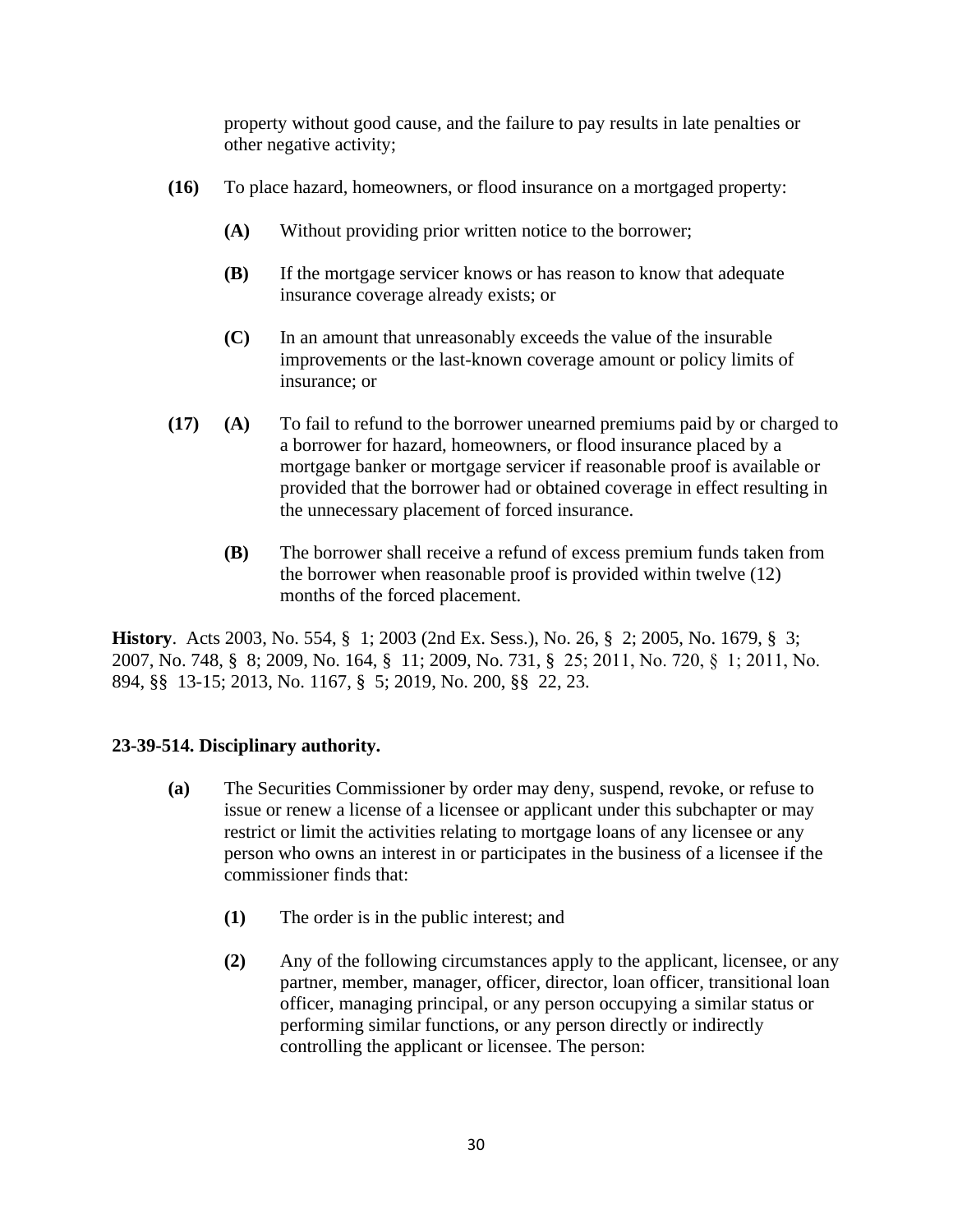property without good cause, and the failure to pay results in late penalties or other negative activity;

**(16)** To place hazard, homeowners, or flood insurance on a mortgaged property:

> **(A)** Without providing prior written notice to the borrower;
>
> **(B)** If the mortgage servicer knows or has reason to know that adequate insurance coverage already exists; or
>
> **(C)** In an amount that unreasonably exceeds the value of the insurable improvements or the last-known coverage amount or policy limits of insurance; or

**(17)** **(A)** To fail to refund to the borrower unearned premiums paid by or charged to a borrower for hazard, homeowners, or flood insurance placed by a mortgage banker or mortgage servicer if reasonable proof is available or provided that the borrower had or obtained coverage in effect resulting in the unnecessary placement of forced insurance.

> **(B)** The borrower shall receive a refund of excess premium funds taken from the borrower when reasonable proof is provided within twelve (12) months of the forced placement.

**History**. Acts 2003, No. 554, § 1; 2003 (2nd Ex. Sess.), No. 26, § 2; 2005, No. 1679, § 3; 2007, No. 748, § 8; 2009, No. 164, § 11; 2009, No. 731, § 25; 2011, No. 720, § 1; 2011, No. 894, §§ 13-15; 2013, No. 1167, § 5; 2019, No. 200, §§ 22, 23.

### 23-39-514. Disciplinary authority.

**(a)** The Securities Commissioner by order may deny, suspend, revoke, or refuse to issue or renew a license of a licensee or applicant under this subchapter or may restrict or limit the activities relating to mortgage loans of any licensee or any person who owns an interest in or participates in the business of a licensee if the commissioner finds that:

> **(1)** The order is in the public interest; and
>
> **(2)** Any of the following circumstances apply to the applicant, licensee, or any partner, member, manager, officer, director, loan officer, transitional loan officer, managing principal, or any person occupying a similar status or performing similar functions, or any person directly or indirectly controlling the applicant or licensee. The person: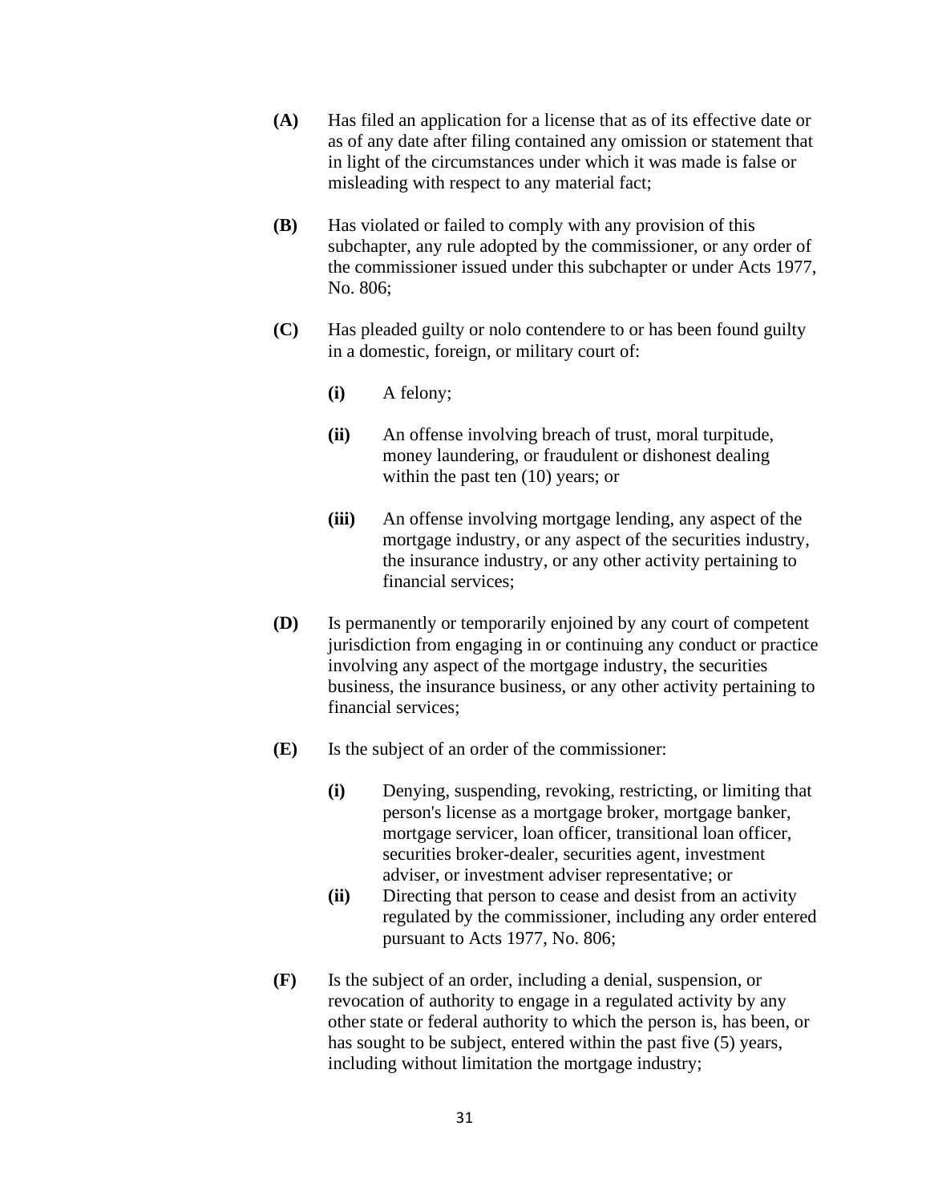**(A)** Has filed an application for a license that as of its effective date or as of any date after filing contained any omission or statement that in light of the circumstances under which it was made is false or misleading with respect to any material fact;

**(B)** Has violated or failed to comply with any provision of this subchapter, any rule adopted by the commissioner, or any order of the commissioner issued under this subchapter or under Acts 1977, No. 806;

**(C)** Has pleaded guilty or nolo contendere to or has been found guilty in a domestic, foreign, or military court of:

**(i)** A felony;

**(ii)** An offense involving breach of trust, moral turpitude, money laundering, or fraudulent or dishonest dealing within the past ten (10) years; or

**(iii)** An offense involving mortgage lending, any aspect of the mortgage industry, or any aspect of the securities industry, the insurance industry, or any other activity pertaining to financial services;

**(D)** Is permanently or temporarily enjoined by any court of competent jurisdiction from engaging in or continuing any conduct or practice involving any aspect of the mortgage industry, the securities business, the insurance business, or any other activity pertaining to financial services;

**(E)** Is the subject of an order of the commissioner:

**(i)** Denying, suspending, revoking, restricting, or limiting that person's license as a mortgage broker, mortgage banker, mortgage servicer, loan officer, transitional loan officer, securities broker-dealer, securities agent, investment adviser, or investment adviser representative; or

**(ii)** Directing that person to cease and desist from an activity regulated by the commissioner, including any order entered pursuant to Acts 1977, No. 806;

**(F)** Is the subject of an order, including a denial, suspension, or revocation of authority to engage in a regulated activity by any other state or federal authority to which the person is, has been, or has sought to be subject, entered within the past five (5) years, including without limitation the mortgage industry;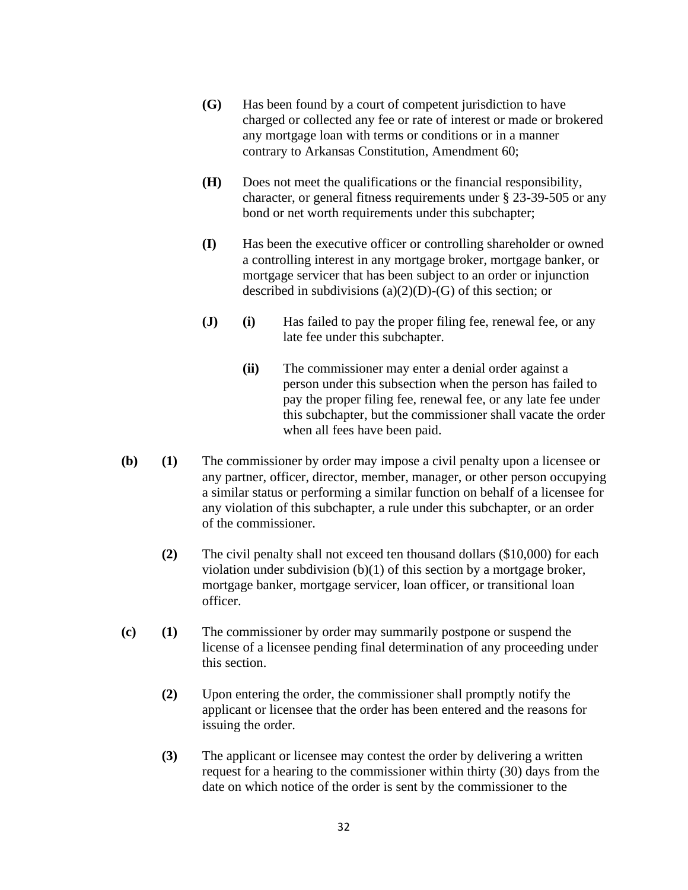**(G)** Has been found by a court of competent jurisdiction to have charged or collected any fee or rate of interest or made or brokered any mortgage loan with terms or conditions or in a manner contrary to Arkansas Constitution, Amendment 60;

**(H)** Does not meet the qualifications or the financial responsibility, character, or general fitness requirements under § 23-39-505 or any bond or net worth requirements under this subchapter;

**(I)** Has been the executive officer or controlling shareholder or owned a controlling interest in any mortgage broker, mortgage banker, or mortgage servicer that has been subject to an order or injunction described in subdivisions (a)(2)(D)-(G) of this section; or

**(J)** **(i)** Has failed to pay the proper filing fee, renewal fee, or any late fee under this subchapter.

**(ii)** The commissioner may enter a denial order against a person under this subsection when the person has failed to pay the proper filing fee, renewal fee, or any late fee under this subchapter, but the commissioner shall vacate the order when all fees have been paid.

**(b)** **(1)** The commissioner by order may impose a civil penalty upon a licensee or any partner, officer, director, member, manager, or other person occupying a similar status or performing a similar function on behalf of a licensee for any violation of this subchapter, a rule under this subchapter, or an order of the commissioner.

**(2)** The civil penalty shall not exceed ten thousand dollars ($10,000) for each violation under subdivision (b)(1) of this section by a mortgage broker, mortgage banker, mortgage servicer, loan officer, or transitional loan officer.

**(c)** **(1)** The commissioner by order may summarily postpone or suspend the license of a licensee pending final determination of any proceeding under this section.

**(2)** Upon entering the order, the commissioner shall promptly notify the applicant or licensee that the order has been entered and the reasons for issuing the order.

**(3)** The applicant or licensee may contest the order by delivering a written request for a hearing to the commissioner within thirty (30) days from the date on which notice of the order is sent by the commissioner to the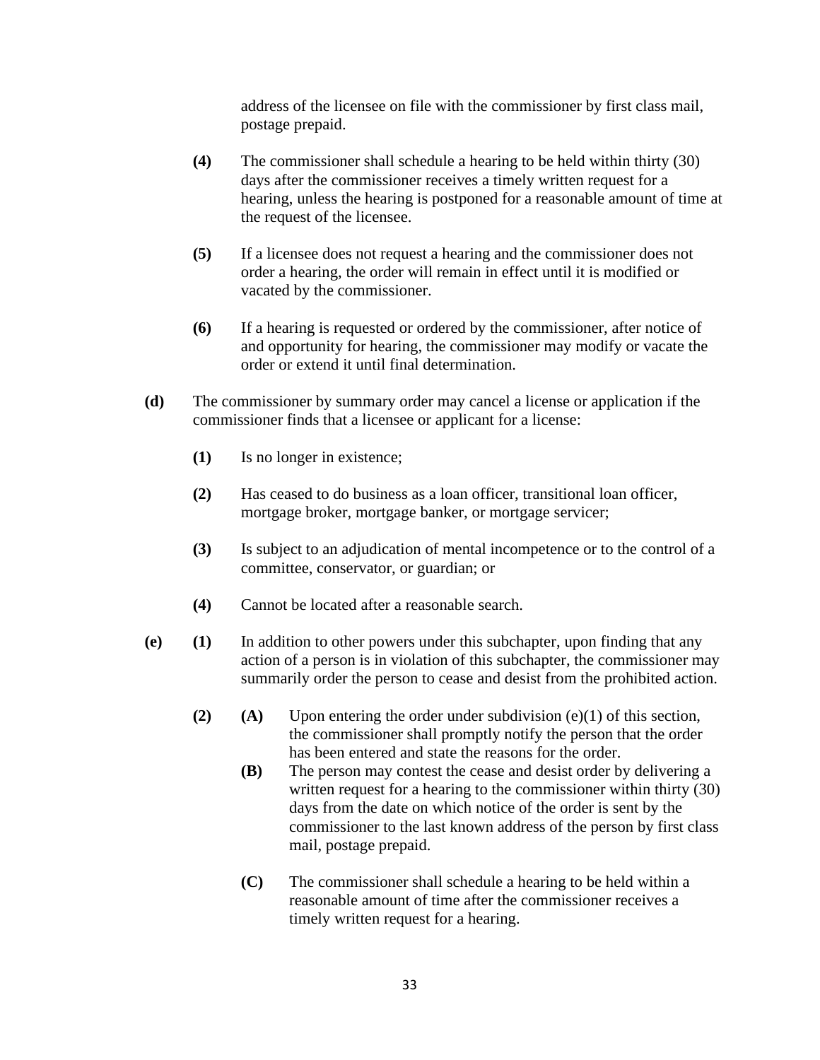address of the licensee on file with the commissioner by first class mail, postage prepaid.

**(4)** The commissioner shall schedule a hearing to be held within thirty (30) days after the commissioner receives a timely written request for a hearing, unless the hearing is postponed for a reasonable amount of time at the request of the licensee.

**(5)** If a licensee does not request a hearing and the commissioner does not order a hearing, the order will remain in effect until it is modified or vacated by the commissioner.

**(6)** If a hearing is requested or ordered by the commissioner, after notice of and opportunity for hearing, the commissioner may modify or vacate the order or extend it until final determination.

**(d)** The commissioner by summary order may cancel a license or application if the commissioner finds that a licensee or applicant for a license:

**(1)** Is no longer in existence;

**(2)** Has ceased to do business as a loan officer, transitional loan officer, mortgage broker, mortgage banker, or mortgage servicer;

**(3)** Is subject to an adjudication of mental incompetence or to the control of a committee, conservator, or guardian; or

**(4)** Cannot be located after a reasonable search.

**(e)** **(1)** In addition to other powers under this subchapter, upon finding that any action of a person is in violation of this subchapter, the commissioner may summarily order the person to cease and desist from the prohibited action.

**(2)** **(A)** Upon entering the order under subdivision (e)(1) of this section, the commissioner shall promptly notify the person that the order has been entered and state the reasons for the order.

**(B)** The person may contest the cease and desist order by delivering a written request for a hearing to the commissioner within thirty (30) days from the date on which notice of the order is sent by the commissioner to the last known address of the person by first class mail, postage prepaid.

**(C)** The commissioner shall schedule a hearing to be held within a reasonable amount of time after the commissioner receives a timely written request for a hearing.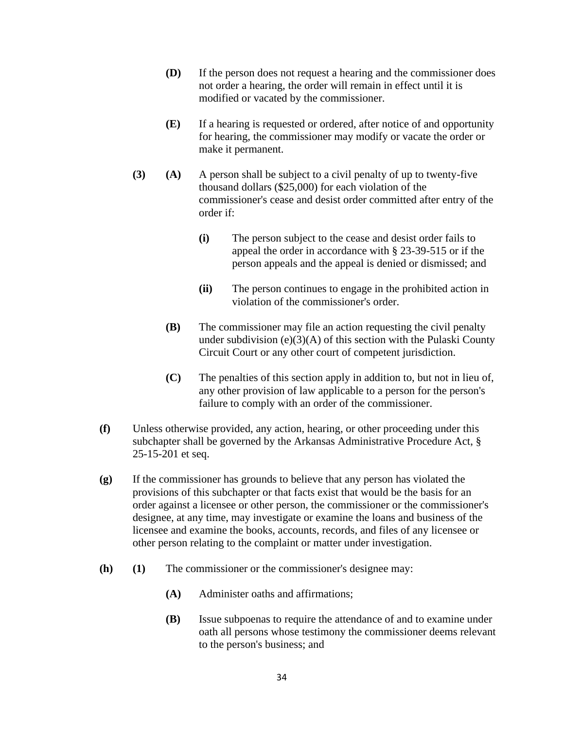**(D)** If the person does not request a hearing and the commissioner does not order a hearing, the order will remain in effect until it is modified or vacated by the commissioner.

**(E)** If a hearing is requested or ordered, after notice of and opportunity for hearing, the commissioner may modify or vacate the order or make it permanent.

**(3)** **(A)** A person shall be subject to a civil penalty of up to twenty-five thousand dollars ($25,000) for each violation of the commissioner's cease and desist order committed after entry of the order if:

**(i)** The person subject to the cease and desist order fails to appeal the order in accordance with § 23-39-515 or if the person appeals and the appeal is denied or dismissed; and

**(ii)** The person continues to engage in the prohibited action in violation of the commissioner's order.

**(B)** The commissioner may file an action requesting the civil penalty under subdivision (e)(3)(A) of this section with the Pulaski County Circuit Court or any other court of competent jurisdiction.

**(C)** The penalties of this section apply in addition to, but not in lieu of, any other provision of law applicable to a person for the person's failure to comply with an order of the commissioner.

**(f)** Unless otherwise provided, any action, hearing, or other proceeding under this subchapter shall be governed by the Arkansas Administrative Procedure Act, § 25-15-201 et seq.

**(g)** If the commissioner has grounds to believe that any person has violated the provisions of this subchapter or that facts exist that would be the basis for an order against a licensee or other person, the commissioner or the commissioner's designee, at any time, may investigate or examine the loans and business of the licensee and examine the books, accounts, records, and files of any licensee or other person relating to the complaint or matter under investigation.

**(h)** **(1)** The commissioner or the commissioner's designee may:

**(A)** Administer oaths and affirmations;

**(B)** Issue subpoenas to require the attendance of and to examine under oath all persons whose testimony the commissioner deems relevant to the person's business; and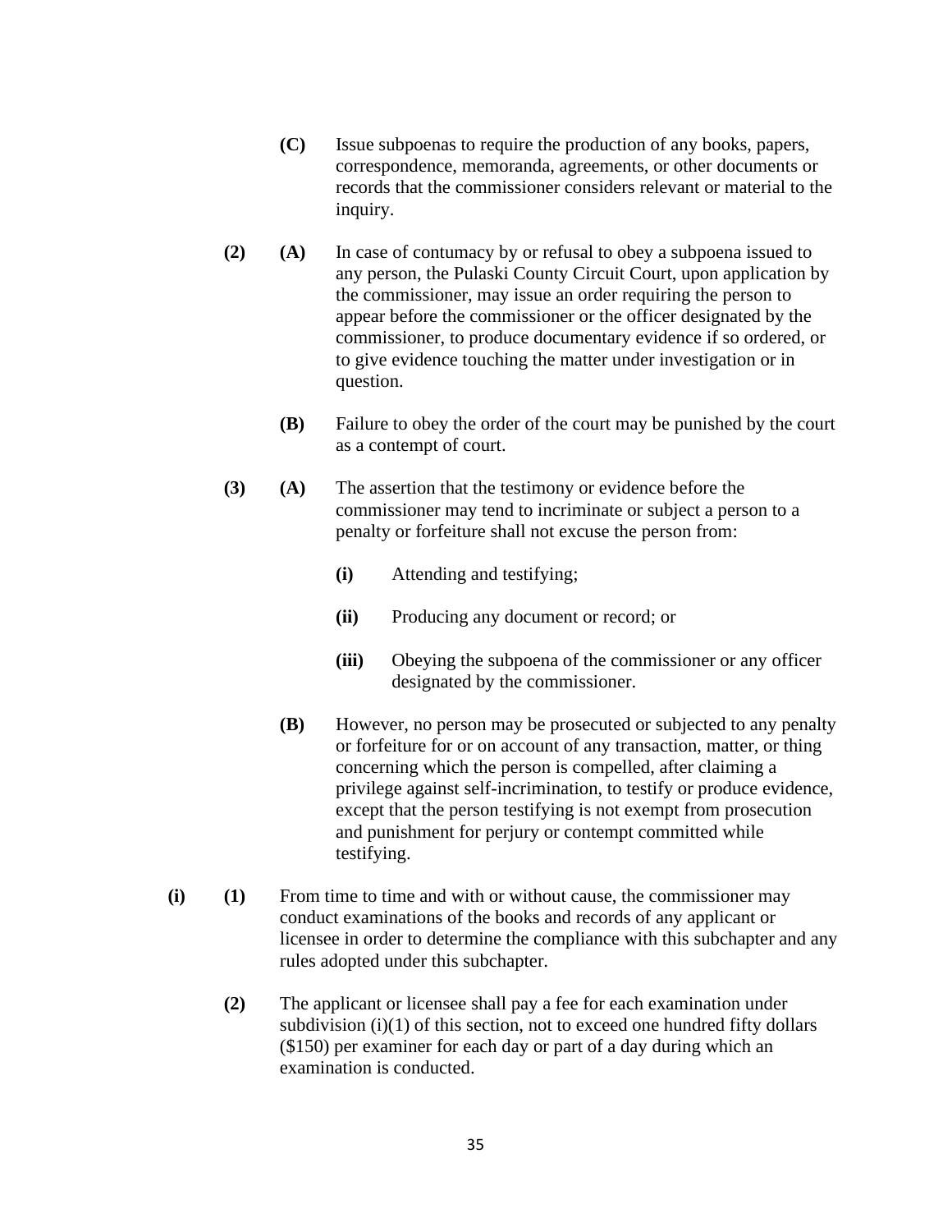**(C)** Issue subpoenas to require the production of any books, papers, correspondence, memoranda, agreements, or other documents or records that the commissioner considers relevant or material to the inquiry.

**(2)** **(A)** In case of contumacy by or refusal to obey a subpoena issued to any person, the Pulaski County Circuit Court, upon application by the commissioner, may issue an order requiring the person to appear before the commissioner or the officer designated by the commissioner, to produce documentary evidence if so ordered, or to give evidence touching the matter under investigation or in question.

**(B)** Failure to obey the order of the court may be punished by the court as a contempt of court.

**(3)** **(A)** The assertion that the testimony or evidence before the commissioner may tend to incriminate or subject a person to a penalty or forfeiture shall not excuse the person from:

**(i)** Attending and testifying;

**(ii)** Producing any document or record; or

**(iii)** Obeying the subpoena of the commissioner or any officer designated by the commissioner.

**(B)** However, no person may be prosecuted or subjected to any penalty or forfeiture for or on account of any transaction, matter, or thing concerning which the person is compelled, after claiming a privilege against self-incrimination, to testify or produce evidence, except that the person testifying is not exempt from prosecution and punishment for perjury or contempt committed while testifying.

**(i)** **(1)** From time to time and with or without cause, the commissioner may conduct examinations of the books and records of any applicant or licensee in order to determine the compliance with this subchapter and any rules adopted under this subchapter.

**(2)** The applicant or licensee shall pay a fee for each examination under subdivision (i)(1) of this section, not to exceed one hundred fifty dollars ($150) per examiner for each day or part of a day during which an examination is conducted.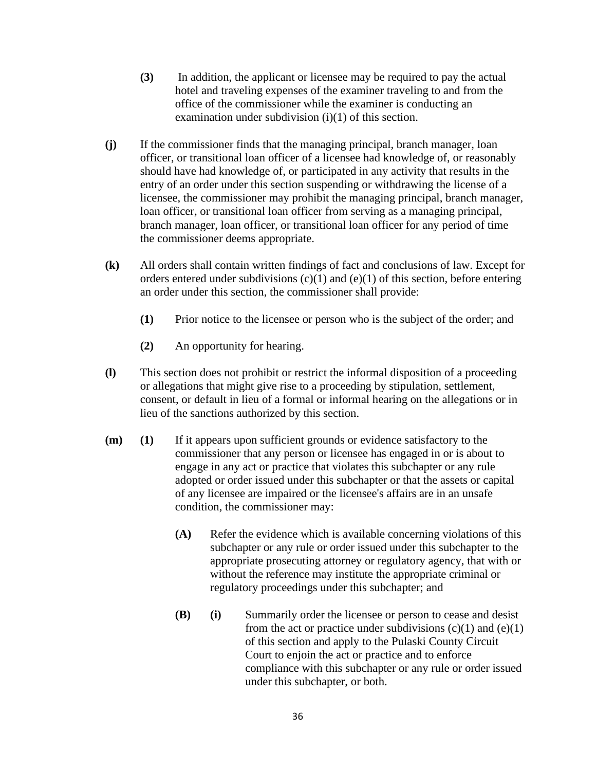**(3)** In addition, the applicant or licensee may be required to pay the actual hotel and traveling expenses of the examiner traveling to and from the office of the commissioner while the examiner is conducting an examination under subdivision (i)(1) of this section.

**(j)** If the commissioner finds that the managing principal, branch manager, loan officer, or transitional loan officer of a licensee had knowledge of, or reasonably should have had knowledge of, or participated in any activity that results in the entry of an order under this section suspending or withdrawing the license of a licensee, the commissioner may prohibit the managing principal, branch manager, loan officer, or transitional loan officer from serving as a managing principal, branch manager, loan officer, or transitional loan officer for any period of time the commissioner deems appropriate.

**(k)** All orders shall contain written findings of fact and conclusions of law. Except for orders entered under subdivisions (c)(1) and (e)(1) of this section, before entering an order under this section, the commissioner shall provide:

**(1)** Prior notice to the licensee or person who is the subject of the order; and

**(2)** An opportunity for hearing.

**(l)** This section does not prohibit or restrict the informal disposition of a proceeding or allegations that might give rise to a proceeding by stipulation, settlement, consent, or default in lieu of a formal or informal hearing on the allegations or in lieu of the sanctions authorized by this section.

**(m)** **(1)** If it appears upon sufficient grounds or evidence satisfactory to the commissioner that any person or licensee has engaged in or is about to engage in any act or practice that violates this subchapter or any rule adopted or order issued under this subchapter or that the assets or capital of any licensee are impaired or the licensee's affairs are in an unsafe condition, the commissioner may:

**(A)** Refer the evidence which is available concerning violations of this subchapter or any rule or order issued under this subchapter to the appropriate prosecuting attorney or regulatory agency, that with or without the reference may institute the appropriate criminal or regulatory proceedings under this subchapter; and

**(B)** **(i)** Summarily order the licensee or person to cease and desist from the act or practice under subdivisions (c)(1) and (e)(1) of this section and apply to the Pulaski County Circuit Court to enjoin the act or practice and to enforce compliance with this subchapter or any rule or order issued under this subchapter, or both.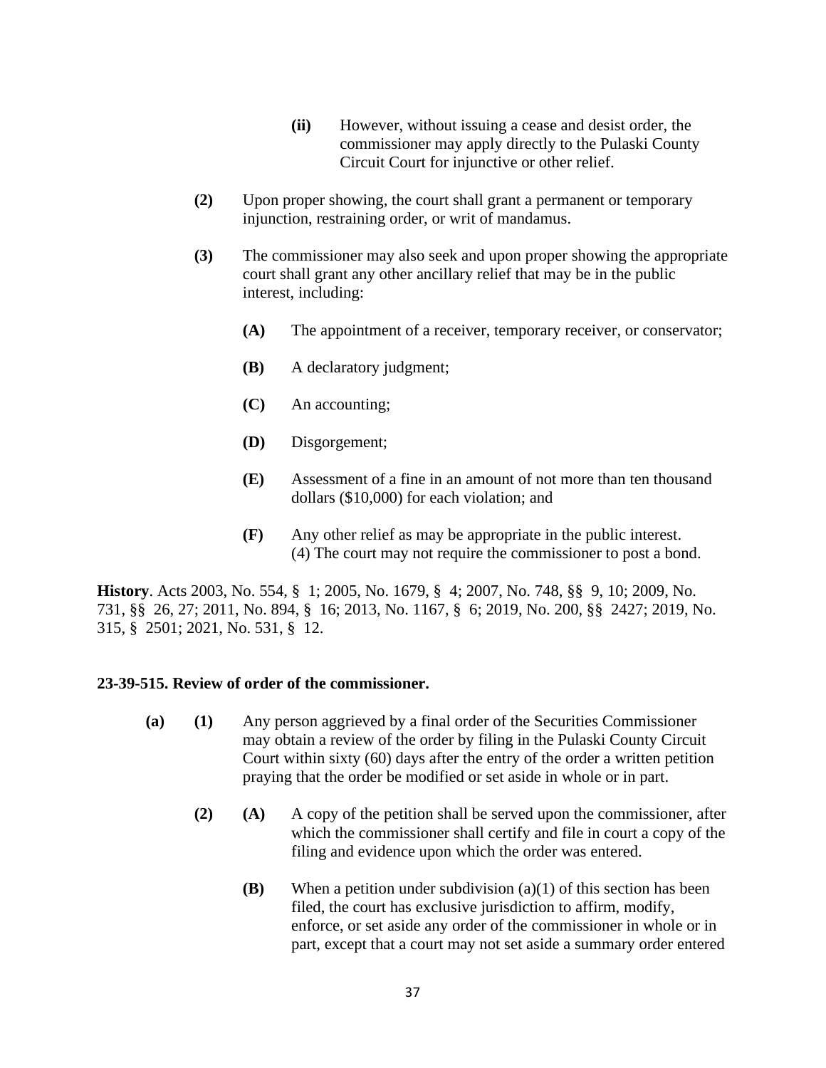**(ii)** However, without issuing a cease and desist order, the commissioner may apply directly to the Pulaski County Circuit Court for injunctive or other relief.

**(2)** Upon proper showing, the court shall grant a permanent or temporary injunction, restraining order, or writ of mandamus.

**(3)** The commissioner may also seek and upon proper showing the appropriate court shall grant any other ancillary relief that may be in the public interest, including:

**(A)** The appointment of a receiver, temporary receiver, or conservator;

**(B)** A declaratory judgment;

**(C)** An accounting;

**(D)** Disgorgement;

**(E)** Assessment of a fine in an amount of not more than ten thousand dollars ($10,000) for each violation; and

**(F)** Any other relief as may be appropriate in the public interest.
(4) The court may not require the commissioner to post a bond.

**History**. Acts 2003, No. 554, § 1; 2005, No. 1679, § 4; 2007, No. 748, §§ 9, 10; 2009, No. 731, §§ 26, 27; 2011, No. 894, § 16; 2013, No. 1167, § 6; 2019, No. 200, §§ 2427; 2019, No. 315, § 2501; 2021, No. 531, § 12.

**23-39-515. Review of order of the commissioner.**

**(a)** **(1)** Any person aggrieved by a final order of the Securities Commissioner may obtain a review of the order by filing in the Pulaski County Circuit Court within sixty (60) days after the entry of the order a written petition praying that the order be modified or set aside in whole or in part.

**(2)** **(A)** A copy of the petition shall be served upon the commissioner, after which the commissioner shall certify and file in court a copy of the filing and evidence upon which the order was entered.

**(B)** When a petition under subdivision (a)(1) of this section has been filed, the court has exclusive jurisdiction to affirm, modify, enforce, or set aside any order of the commissioner in whole or in part, except that a court may not set aside a summary order entered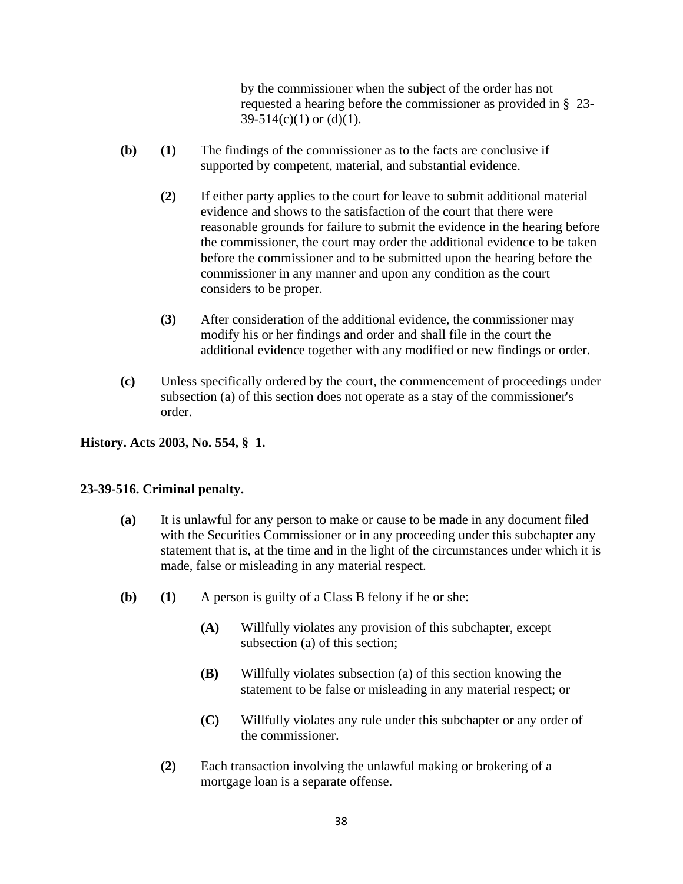by the commissioner when the subject of the order has not requested a hearing before the commissioner as provided in § 23-39-514(c)(1) or (d)(1).

**(b)** **(1)** The findings of the commissioner as to the facts are conclusive if supported by competent, material, and substantial evidence.

**(2)** If either party applies to the court for leave to submit additional material evidence and shows to the satisfaction of the court that there were reasonable grounds for failure to submit the evidence in the hearing before the commissioner, the court may order the additional evidence to be taken before the commissioner and to be submitted upon the hearing before the commissioner in any manner and upon any condition as the court considers to be proper.

**(3)** After consideration of the additional evidence, the commissioner may modify his or her findings and order and shall file in the court the additional evidence together with any modified or new findings or order.

**(c)** Unless specifically ordered by the court, the commencement of proceedings under subsection (a) of this section does not operate as a stay of the commissioner's order.

**History. Acts 2003, No. 554, § 1.**

**23-39-516. Criminal penalty.**

**(a)** It is unlawful for any person to make or cause to be made in any document filed with the Securities Commissioner or in any proceeding under this subchapter any statement that is, at the time and in the light of the circumstances under which it is made, false or misleading in any material respect.

**(b)** **(1)** A person is guilty of a Class B felony if he or she:

**(A)** Willfully violates any provision of this subchapter, except subsection (a) of this section;

**(B)** Willfully violates subsection (a) of this section knowing the statement to be false or misleading in any material respect; or

**(C)** Willfully violates any rule under this subchapter or any order of the commissioner.

**(2)** Each transaction involving the unlawful making or brokering of a mortgage loan is a separate offense.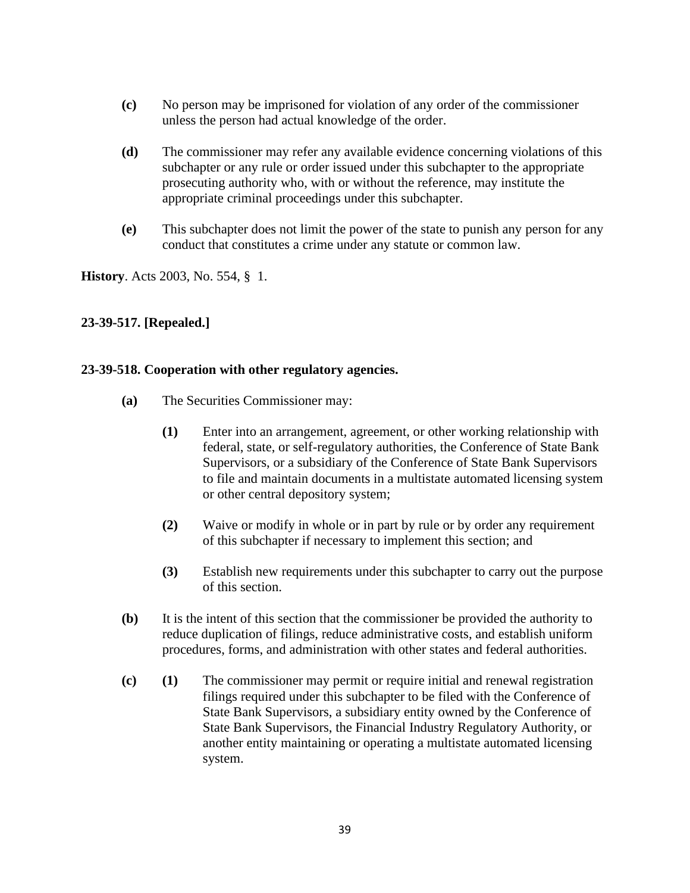**(c)** No person may be imprisoned for violation of any order of the commissioner unless the person had actual knowledge of the order.

**(d)** The commissioner may refer any available evidence concerning violations of this subchapter or any rule or order issued under this subchapter to the appropriate prosecuting authority who, with or without the reference, may institute the appropriate criminal proceedings under this subchapter.

**(e)** This subchapter does not limit the power of the state to punish any person for any conduct that constitutes a crime under any statute or common law.

**History**. Acts 2003, No. 554, § 1.

**23-39-517. [Repealed.]**

**23-39-518. Cooperation with other regulatory agencies.**

**(a)** The Securities Commissioner may:

**(1)** Enter into an arrangement, agreement, or other working relationship with federal, state, or self-regulatory authorities, the Conference of State Bank Supervisors, or a subsidiary of the Conference of State Bank Supervisors to file and maintain documents in a multistate automated licensing system or other central depository system;

**(2)** Waive or modify in whole or in part by rule or by order any requirement of this subchapter if necessary to implement this section; and

**(3)** Establish new requirements under this subchapter to carry out the purpose of this section.

**(b)** It is the intent of this section that the commissioner be provided the authority to reduce duplication of filings, reduce administrative costs, and establish uniform procedures, forms, and administration with other states and federal authorities.

**(c)** **(1)** The commissioner may permit or require initial and renewal registration filings required under this subchapter to be filed with the Conference of State Bank Supervisors, a subsidiary entity owned by the Conference of State Bank Supervisors, the Financial Industry Regulatory Authority, or another entity maintaining or operating a multistate automated licensing system.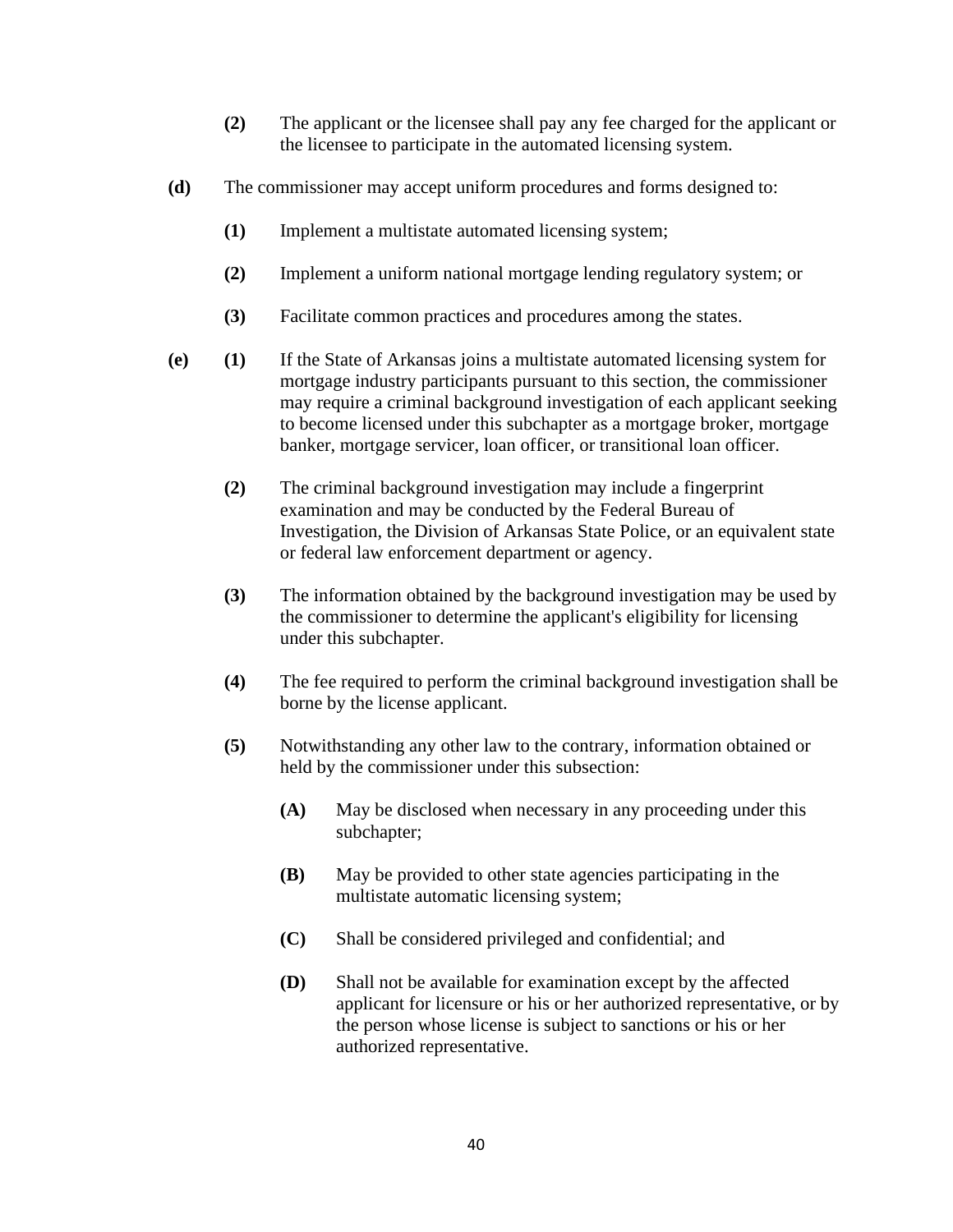**(2)** The applicant or the licensee shall pay any fee charged for the applicant or the licensee to participate in the automated licensing system.

**(d)** The commissioner may accept uniform procedures and forms designed to:

**(1)** Implement a multistate automated licensing system;

**(2)** Implement a uniform national mortgage lending regulatory system; or

**(3)** Facilitate common practices and procedures among the states.

**(e)** **(1)** If the State of Arkansas joins a multistate automated licensing system for mortgage industry participants pursuant to this section, the commissioner may require a criminal background investigation of each applicant seeking to become licensed under this subchapter as a mortgage broker, mortgage banker, mortgage servicer, loan officer, or transitional loan officer.

**(2)** The criminal background investigation may include a fingerprint examination and may be conducted by the Federal Bureau of Investigation, the Division of Arkansas State Police, or an equivalent state or federal law enforcement department or agency.

**(3)** The information obtained by the background investigation may be used by the commissioner to determine the applicant's eligibility for licensing under this subchapter.

**(4)** The fee required to perform the criminal background investigation shall be borne by the license applicant.

**(5)** Notwithstanding any other law to the contrary, information obtained or held by the commissioner under this subsection:

**(A)** May be disclosed when necessary in any proceeding under this subchapter;

**(B)** May be provided to other state agencies participating in the multistate automatic licensing system;

**(C)** Shall be considered privileged and confidential; and

**(D)** Shall not be available for examination except by the affected applicant for licensure or his or her authorized representative, or by the person whose license is subject to sanctions or his or her authorized representative.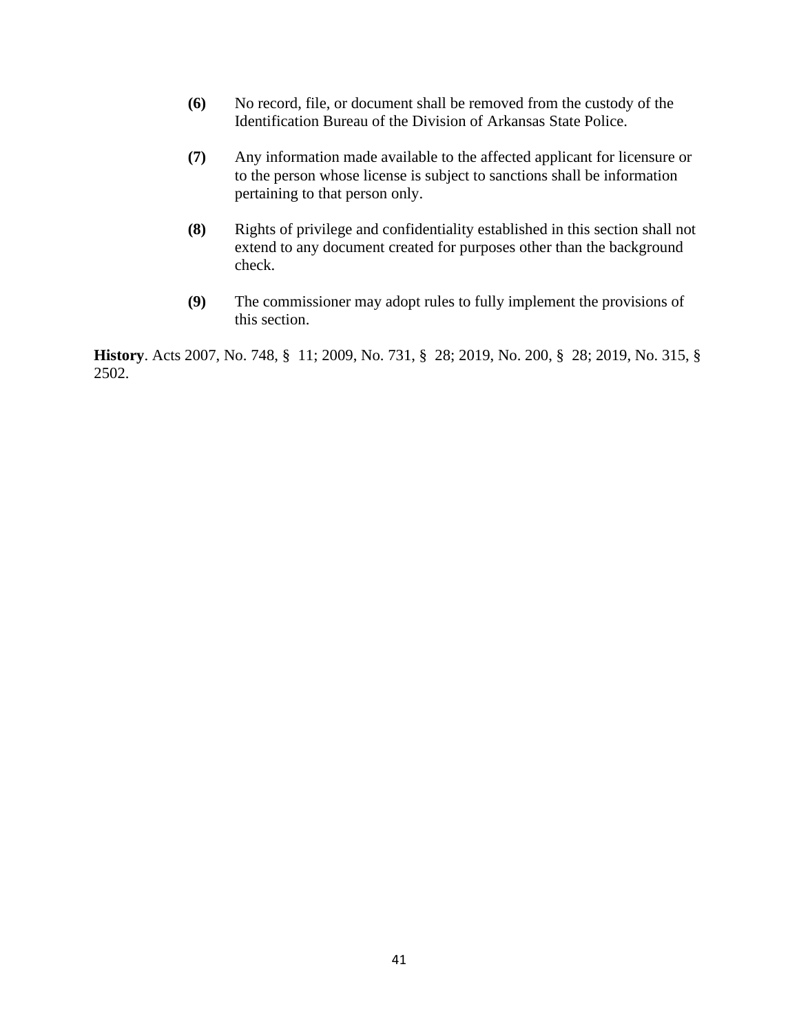**(6)** No record, file, or document shall be removed from the custody of the Identification Bureau of the Division of Arkansas State Police.

**(7)** Any information made available to the affected applicant for licensure or to the person whose license is subject to sanctions shall be information pertaining to that person only.

**(8)** Rights of privilege and confidentiality established in this section shall not extend to any document created for purposes other than the background check.

**(9)** The commissioner may adopt rules to fully implement the provisions of this section.

**History**. Acts 2007, No. 748, § 11; 2009, No. 731, § 28; 2019, No. 200, § 28; 2019, No. 315, § 2502.